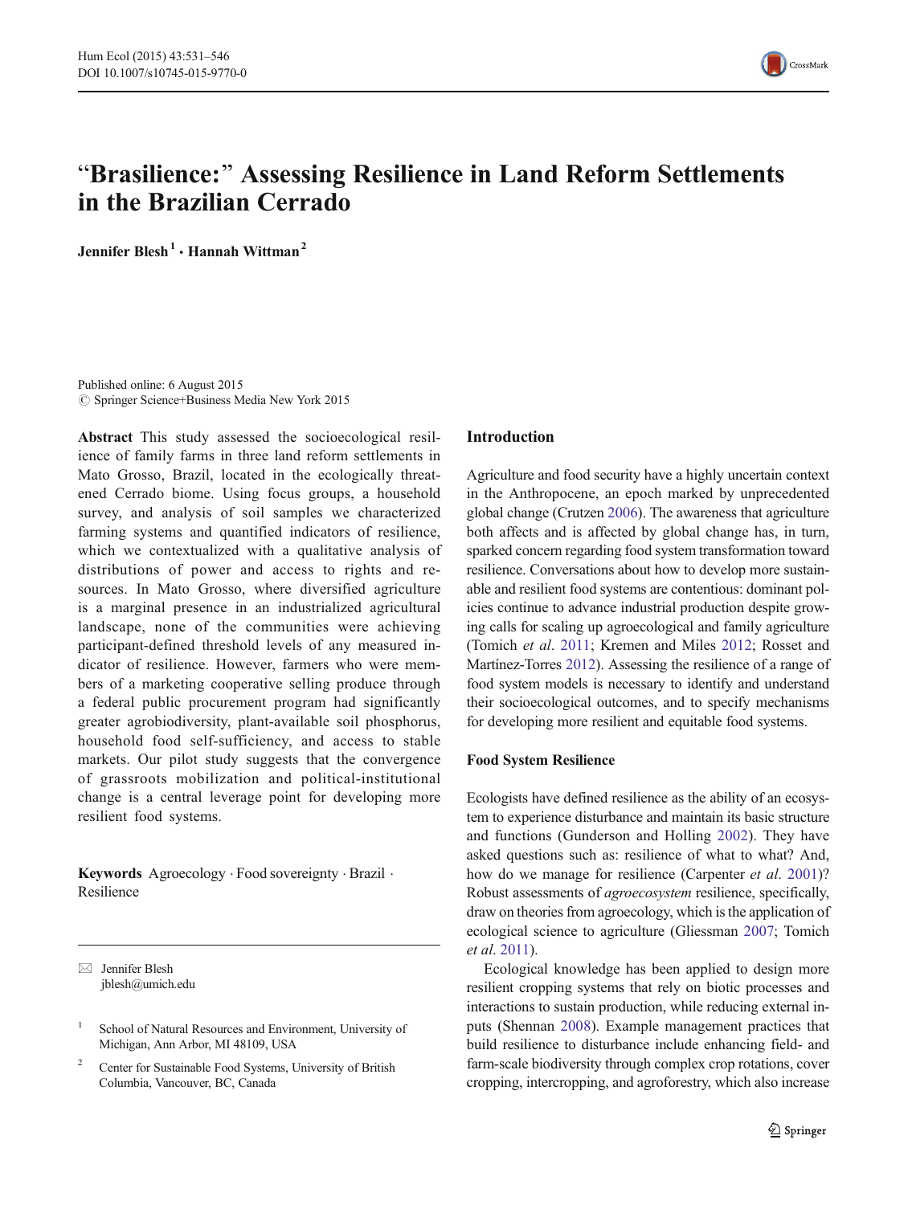# "Brasilience:" Assessing Resilience in Land Reform Settlements in the Brazilian Cerrado

**Jennifer Blesh**[1] **· Hannah Wittman**[2]

Published online: 6 August 2015
© Springer Science+Business Media New York 2015

**Abstract** This study assessed the socioecological resilience of family farms in three land reform settlements in Mato Grosso, Brazil, located in the ecologically threatened Cerrado biome. Using focus groups, a household survey, and analysis of soil samples we characterized farming systems and quantified indicators of resilience, which we contextualized with a qualitative analysis of distributions of power and access to rights and resources. In Mato Grosso, where diversified agriculture is a marginal presence in an industrialized agricultural landscape, none of the communities were achieving participant-defined threshold levels of any measured indicator of resilience. However, farmers who were members of a marketing cooperative selling produce through a federal public procurement program had significantly greater agrobiodiversity, plant-available soil phosphorus, household food self-sufficiency, and access to stable markets. Our pilot study suggests that the convergence of grassroots mobilization and political-institutional change is a central leverage point for developing more resilient food systems.

**Keywords** Agroecology · Food sovereignty · Brazil · Resilience

✉ Jennifer Blesh
jblesh@umich.edu

[1] School of Natural Resources and Environment, University of Michigan, Ann Arbor, MI 48109, USA

[2] Center for Sustainable Food Systems, University of British Columbia, Vancouver, BC, Canada

## Introduction

Agriculture and food security have a highly uncertain context in the Anthropocene, an epoch marked by unprecedented global change (Crutzen 2006). The awareness that agriculture both affects and is affected by global change has, in turn, sparked concern regarding food system transformation toward resilience. Conversations about how to develop more sustainable and resilient food systems are contentious: dominant policies continue to advance industrial production despite growing calls for scaling up agroecological and family agriculture (Tomich *et al*. 2011; Kremen and Miles 2012; Rosset and Martínez-Torres 2012). Assessing the resilience of a range of food system models is necessary to identify and understand their socioecological outcomes, and to specify mechanisms for developing more resilient and equitable food systems.

### Food System Resilience

Ecologists have defined resilience as the ability of an ecosystem to experience disturbance and maintain its basic structure and functions (Gunderson and Holling 2002). They have asked questions such as: resilience of what to what? And, how do we manage for resilience (Carpenter *et al*. 2001)? Robust assessments of *agroecosystem* resilience, specifically, draw on theories from agroecology, which is the application of ecological science to agriculture (Gliessman 2007; Tomich *et al*. 2011).

Ecological knowledge has been applied to design more resilient cropping systems that rely on biotic processes and interactions to sustain production, while reducing external inputs (Shennan 2008). Example management practices that build resilience to disturbance include enhancing field- and farm-scale biodiversity through complex crop rotations, cover cropping, intercropping, and agroforestry, which also increase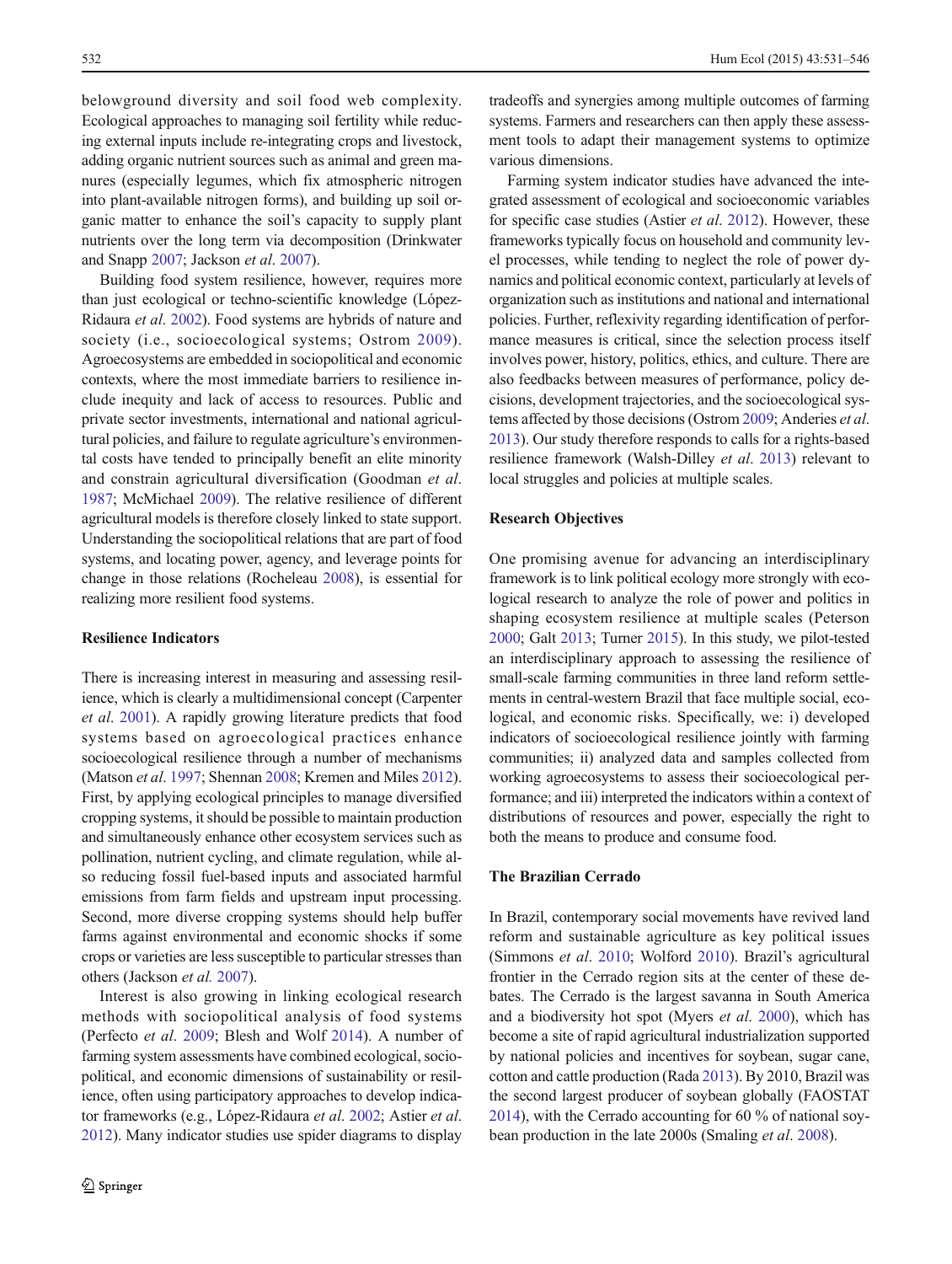belowground diversity and soil food web complexity. Ecological approaches to managing soil fertility while reducing external inputs include re-integrating crops and livestock, adding organic nutrient sources such as animal and green manures (especially legumes, which fix atmospheric nitrogen into plant-available nitrogen forms), and building up soil organic matter to enhance the soil's capacity to supply plant nutrients over the long term via decomposition (Drinkwater and Snapp 2007; Jackson *et al*. 2007).

Building food system resilience, however, requires more than just ecological or techno-scientific knowledge (López-Ridaura *et al*. 2002). Food systems are hybrids of nature and society (i.e., socioecological systems; Ostrom 2009). Agroecosystems are embedded in sociopolitical and economic contexts, where the most immediate barriers to resilience include inequity and lack of access to resources. Public and private sector investments, international and national agricultural policies, and failure to regulate agriculture's environmental costs have tended to principally benefit an elite minority and constrain agricultural diversification (Goodman *et al*. 1987; McMichael 2009). The relative resilience of different agricultural models is therefore closely linked to state support. Understanding the sociopolitical relations that are part of food systems, and locating power, agency, and leverage points for change in those relations (Rocheleau 2008), is essential for realizing more resilient food systems.

## Resilience Indicators

There is increasing interest in measuring and assessing resilience, which is clearly a multidimensional concept (Carpenter *et al*. 2001). A rapidly growing literature predicts that food systems based on agroecological practices enhance socioecological resilience through a number of mechanisms (Matson *et al*. 1997; Shennan 2008; Kremen and Miles 2012). First, by applying ecological principles to manage diversified cropping systems, it should be possible to maintain production and simultaneously enhance other ecosystem services such as pollination, nutrient cycling, and climate regulation, while also reducing fossil fuel-based inputs and associated harmful emissions from farm fields and upstream input processing. Second, more diverse cropping systems should help buffer farms against environmental and economic shocks if some crops or varieties are less susceptible to particular stresses than others (Jackson *et al.* 2007).

Interest is also growing in linking ecological research methods with sociopolitical analysis of food systems (Perfecto *et al*. 2009; Blesh and Wolf 2014). A number of farming system assessments have combined ecological, sociopolitical, and economic dimensions of sustainability or resilience, often using participatory approaches to develop indicator frameworks (e.g., López-Ridaura *et al*. 2002; Astier *et al*. 2012). Many indicator studies use spider diagrams to display tradeoffs and synergies among multiple outcomes of farming systems. Farmers and researchers can then apply these assessment tools to adapt their management systems to optimize various dimensions.

Farming system indicator studies have advanced the integrated assessment of ecological and socioeconomic variables for specific case studies (Astier *et al*. 2012). However, these frameworks typically focus on household and community level processes, while tending to neglect the role of power dynamics and political economic context, particularly at levels of organization such as institutions and national and international policies. Further, reflexivity regarding identification of performance measures is critical, since the selection process itself involves power, history, politics, ethics, and culture. There are also feedbacks between measures of performance, policy decisions, development trajectories, and the socioecological systems affected by those decisions (Ostrom 2009; Anderies *et al.* 2013). Our study therefore responds to calls for a rights-based resilience framework (Walsh-Dilley *et al*. 2013) relevant to local struggles and policies at multiple scales.

## Research Objectives

One promising avenue for advancing an interdisciplinary framework is to link political ecology more strongly with ecological research to analyze the role of power and politics in shaping ecosystem resilience at multiple scales (Peterson 2000; Galt 2013; Turner 2015). In this study, we pilot-tested an interdisciplinary approach to assessing the resilience of small-scale farming communities in three land reform settlements in central-western Brazil that face multiple social, ecological, and economic risks. Specifically, we: i) developed indicators of socioecological resilience jointly with farming communities; ii) analyzed data and samples collected from working agroecosystems to assess their socioecological performance; and iii) interpreted the indicators within a context of distributions of resources and power, especially the right to both the means to produce and consume food.

## The Brazilian Cerrado

In Brazil, contemporary social movements have revived land reform and sustainable agriculture as key political issues (Simmons *et al*. 2010; Wolford 2010). Brazil's agricultural frontier in the Cerrado region sits at the center of these debates. The Cerrado is the largest savanna in South America and a biodiversity hot spot (Myers *et al*. 2000), which has become a site of rapid agricultural industrialization supported by national policies and incentives for soybean, sugar cane, cotton and cattle production (Rada 2013). By 2010, Brazil was the second largest producer of soybean globally (FAOSTAT 2014), with the Cerrado accounting for 60 % of national soybean production in the late 2000s (Smaling *et al*. 2008).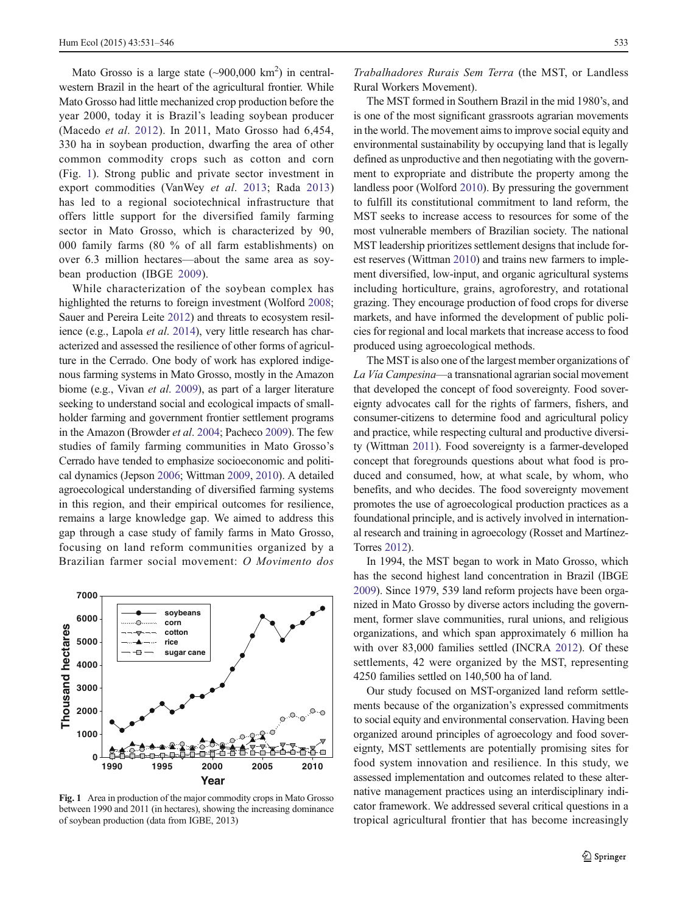Mato Grosso is a large state (~900,000 km$^2$) in central-western Brazil in the heart of the agricultural frontier. While Mato Grosso had little mechanized crop production before the year 2000, today it is Brazil's leading soybean producer (Macedo *et al*. 2012). In 2011, Mato Grosso had 6,454, 330 ha in soybean production, dwarfing the area of other common commodity crops such as cotton and corn (Fig. 1). Strong public and private sector investment in export commodities (VanWey *et al*. 2013; Rada 2013) has led to a regional sociotechnical infrastructure that offers little support for the diversified family farming sector in Mato Grosso, which is characterized by 90, 000 family farms (80 % of all farm establishments) on over 6.3 million hectares—about the same area as soybean production (IBGE 2009).

While characterization of the soybean complex has highlighted the returns to foreign investment (Wolford 2008; Sauer and Pereira Leite 2012) and threats to ecosystem resilience (e.g., Lapola *et al*. 2014), very little research has characterized and assessed the resilience of other forms of agriculture in the Cerrado. One body of work has explored indigenous farming systems in Mato Grosso, mostly in the Amazon biome (e.g., Vivan *et al*. 2009), as part of a larger literature seeking to understand social and ecological impacts of smallholder farming and government frontier settlement programs in the Amazon (Browder *et al*. 2004; Pacheco 2009). The few studies of family farming communities in Mato Grosso's Cerrado have tended to emphasize socioeconomic and political dynamics (Jepson 2006; Wittman 2009, 2010). A detailed agroecological understanding of diversified farming systems in this region, and their empirical outcomes for resilience, remains a large knowledge gap. We aimed to address this gap through a case study of family farms in Mato Grosso, focusing on land reform communities organized by a Brazilian farmer social movement: *O Movimento dos Trabalhadores Rurais Sem Terra* (the MST, or Landless Rural Workers Movement).

**Fig. 1** Area in production of the major commodity crops in Mato Grosso between 1990 and 2011 (in hectares), showing the increasing dominance of soybean production (data from IGBE, 2013)

The MST formed in Southern Brazil in the mid 1980's, and is one of the most significant grassroots agrarian movements in the world. The movement aims to improve social equity and environmental sustainability by occupying land that is legally defined as unproductive and then negotiating with the government to expropriate and distribute the property among the landless poor (Wolford 2010). By pressuring the government to fulfill its constitutional commitment to land reform, the MST seeks to increase access to resources for some of the most vulnerable members of Brazilian society. The national MST leadership prioritizes settlement designs that include forest reserves (Wittman 2010) and trains new farmers to implement diversified, low-input, and organic agricultural systems including horticulture, grains, agroforestry, and rotational grazing. They encourage production of food crops for diverse markets, and have informed the development of public policies for regional and local markets that increase access to food produced using agroecological methods.

The MST is also one of the largest member organizations of *La Vía Campesina*—a transnational agrarian social movement that developed the concept of food sovereignty. Food sovereignty advocates call for the rights of farmers, fishers, and consumer-citizens to determine food and agricultural policy and practice, while respecting cultural and productive diversity (Wittman 2011). Food sovereignty is a farmer-developed concept that foregrounds questions about what food is produced and consumed, how, at what scale, by whom, who benefits, and who decides. The food sovereignty movement promotes the use of agroecological production practices as a foundational principle, and is actively involved in international research and training in agroecology (Rosset and Martínez-Torres 2012).

In 1994, the MST began to work in Mato Grosso, which has the second highest land concentration in Brazil (IBGE 2009). Since 1979, 539 land reform projects have been organized in Mato Grosso by diverse actors including the government, former slave communities, rural unions, and religious organizations, and which span approximately 6 million ha with over 83,000 families settled (INCRA 2012). Of these settlements, 42 were organized by the MST, representing 4250 families settled on 140,500 ha of land.

Our study focused on MST-organized land reform settlements because of the organization's expressed commitments to social equity and environmental conservation. Having been organized around principles of agroecology and food sovereignty, MST settlements are potentially promising sites for food system innovation and resilience. In this study, we assessed implementation and outcomes related to these alternative management practices using an interdisciplinary indicator framework. We addressed several critical questions in a tropical agricultural frontier that has become increasingly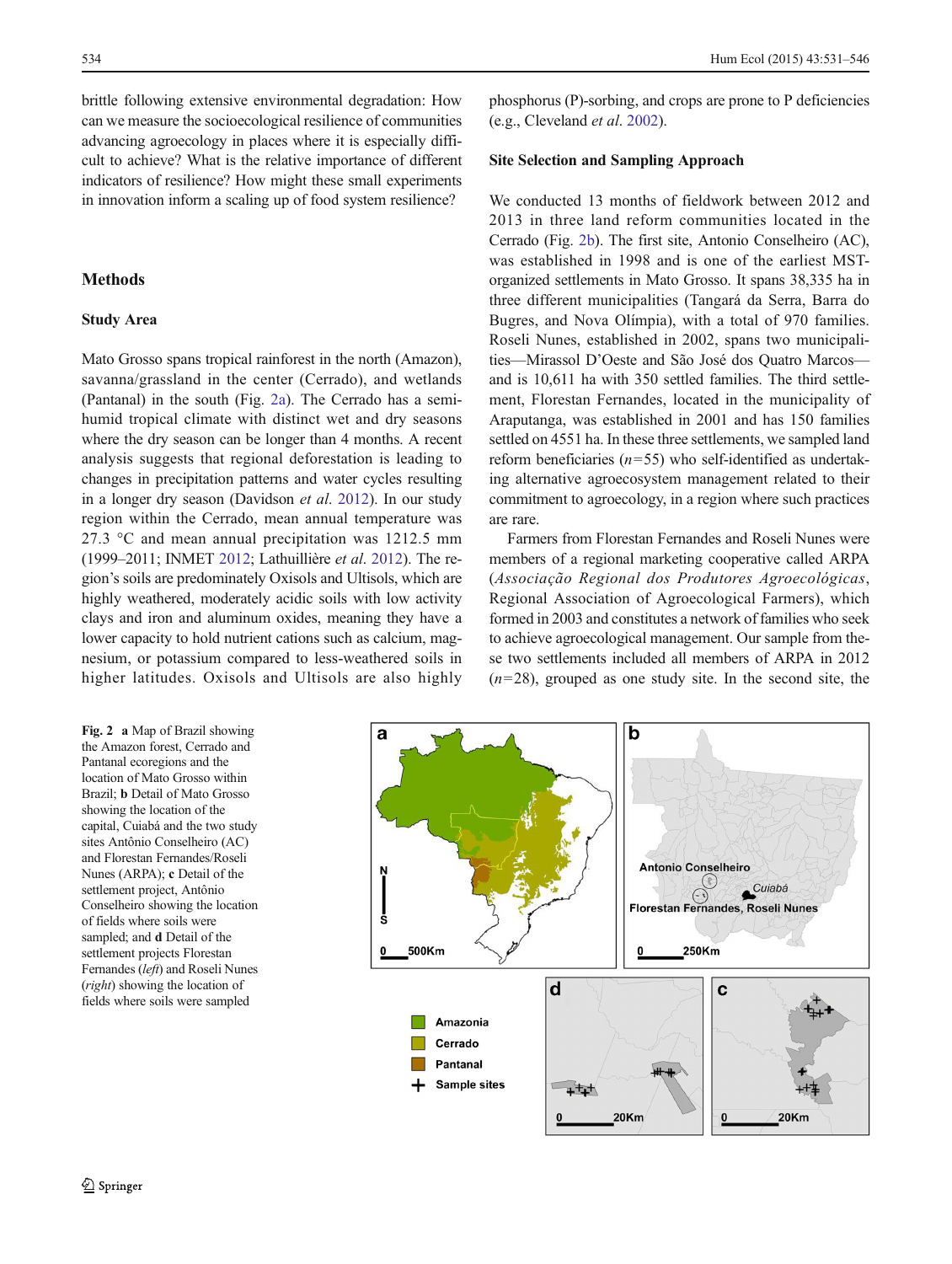brittle following extensive environmental degradation: How can we measure the socioecological resilience of communities advancing agroecology in places where it is especially difficult to achieve? What is the relative importance of different indicators of resilience? How might these small experiments in innovation inform a scaling up of food system resilience?

## Methods

### Study Area

Mato Grosso spans tropical rainforest in the north (Amazon), savanna/grassland in the center (Cerrado), and wetlands (Pantanal) in the south (Fig. 2a). The Cerrado has a semi-humid tropical climate with distinct wet and dry seasons where the dry season can be longer than 4 months. A recent analysis suggests that regional deforestation is leading to changes in precipitation patterns and water cycles resulting in a longer dry season (Davidson *et al.* 2012). In our study region within the Cerrado, mean annual temperature was 27.3 °C and mean annual precipitation was 1212.5 mm (1999–2011; INMET 2012; Lathuillière *et al.* 2012). The region's soils are predominately Oxisols and Ultisols, which are highly weathered, moderately acidic soils with low activity clays and iron and aluminum oxides, meaning they have a lower capacity to hold nutrient cations such as calcium, magnesium, or potassium compared to less-weathered soils in higher latitudes. Oxisols and Ultisols are also highly phosphorus (P)-sorbing, and crops are prone to P deficiencies (e.g., Cleveland *et al.* 2002).

### Site Selection and Sampling Approach

We conducted 13 months of fieldwork between 2012 and 2013 in three land reform communities located in the Cerrado (Fig. 2b). The first site, Antonio Conselheiro (AC), was established in 1998 and is one of the earliest MST-organized settlements in Mato Grosso. It spans 38,335 ha in three different municipalities (Tangará da Serra, Barra do Bugres, and Nova Olímpia), with a total of 970 families. Roseli Nunes, established in 2002, spans two municipalities—Mirassol D'Oeste and São José dos Quatro Marcos—and is 10,611 ha with 350 settled families. The third settlement, Florestan Fernandes, located in the municipality of Araputanga, was established in 2001 and has 150 families settled on 4551 ha. In these three settlements, we sampled land reform beneficiaries ($n=55$) who self-identified as undertaking alternative agroecosystem management related to their commitment to agroecology, in a region where such practices are rare.

Farmers from Florestan Fernandes and Roseli Nunes were members of a regional marketing cooperative called ARPA (*Associação Regional dos Produtores Agroecológicas*, Regional Association of Agroecological Farmers), which formed in 2003 and constitutes a network of families who seek to achieve agroecological management. Our sample from these two settlements included all members of ARPA in 2012 ($n=28$), grouped as one study site. In the second site, the

**Fig. 2** **a** Map of Brazil showing the Amazon forest, Cerrado and Pantanal ecoregions and the location of Mato Grosso within Brazil; **b** Detail of Mato Grosso showing the location of the capital, Cuiabá and the two study sites Antônio Conselheiro (AC) and Florestan Fernandes/Roseli Nunes (ARPA); **c** Detail of the settlement project, Antônio Conselheiro showing the location of fields where soils were sampled; and **d** Detail of the settlement projects Florestan Fernandes (*left*) and Roseli Nunes (*right*) showing the location of fields where soils were sampled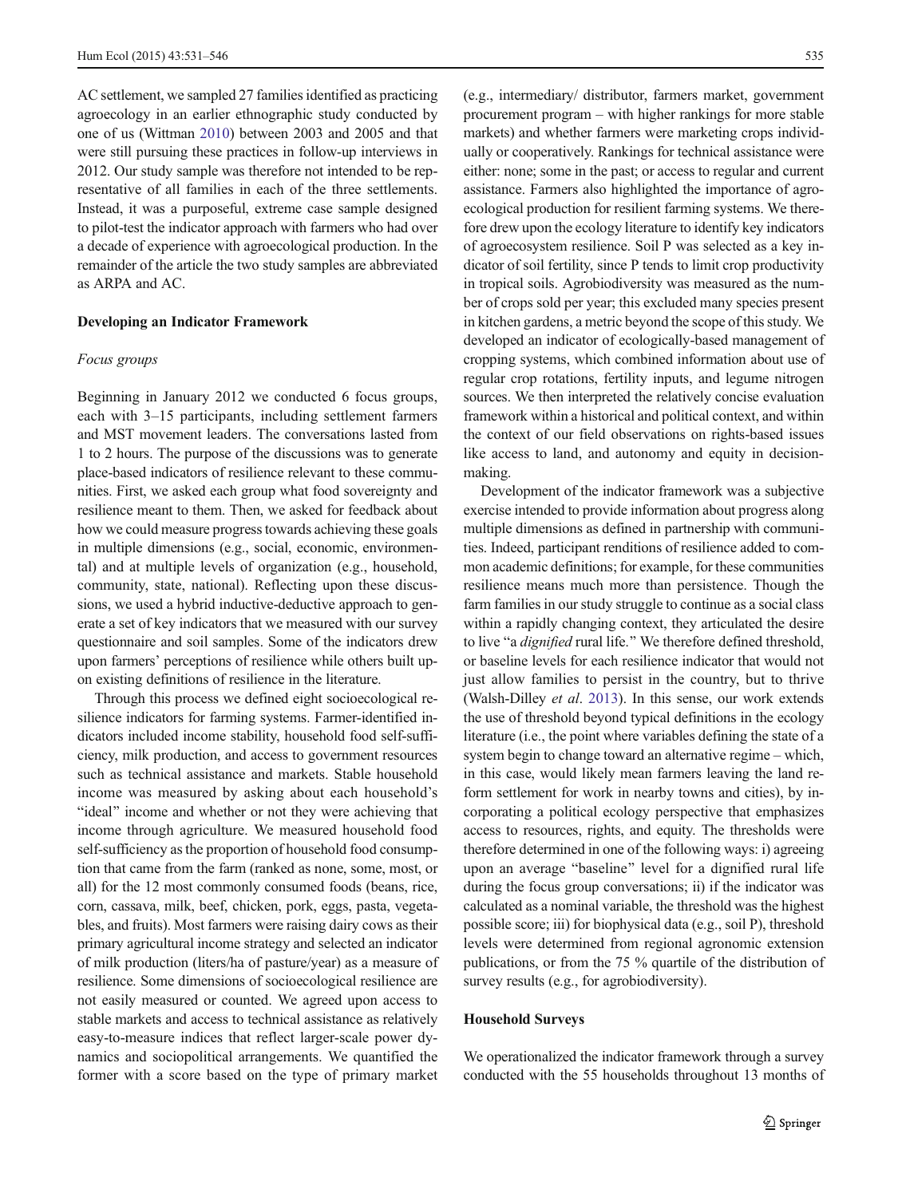AC settlement, we sampled 27 families identified as practicing agroecology in an earlier ethnographic study conducted by one of us (Wittman 2010) between 2003 and 2005 and that were still pursuing these practices in follow-up interviews in 2012. Our study sample was therefore not intended to be representative of all families in each of the three settlements. Instead, it was a purposeful, extreme case sample designed to pilot-test the indicator approach with farmers who had over a decade of experience with agroecological production. In the remainder of the article the two study samples are abbreviated as ARPA and AC.

## Developing an Indicator Framework

### *Focus groups*

Beginning in January 2012 we conducted 6 focus groups, each with 3–15 participants, including settlement farmers and MST movement leaders. The conversations lasted from 1 to 2 hours. The purpose of the discussions was to generate place-based indicators of resilience relevant to these communities. First, we asked each group what food sovereignty and resilience meant to them. Then, we asked for feedback about how we could measure progress towards achieving these goals in multiple dimensions (e.g., social, economic, environmental) and at multiple levels of organization (e.g., household, community, state, national). Reflecting upon these discussions, we used a hybrid inductive-deductive approach to generate a set of key indicators that we measured with our survey questionnaire and soil samples. Some of the indicators drew upon farmers' perceptions of resilience while others built upon existing definitions of resilience in the literature.

Through this process we defined eight socioecological resilience indicators for farming systems. Farmer-identified indicators included income stability, household food self-sufficiency, milk production, and access to government resources such as technical assistance and markets. Stable household income was measured by asking about each household's "ideal" income and whether or not they were achieving that income through agriculture. We measured household food self-sufficiency as the proportion of household food consumption that came from the farm (ranked as none, some, most, or all) for the 12 most commonly consumed foods (beans, rice, corn, cassava, milk, beef, chicken, pork, eggs, pasta, vegetables, and fruits). Most farmers were raising dairy cows as their primary agricultural income strategy and selected an indicator of milk production (liters/ha of pasture/year) as a measure of resilience. Some dimensions of socioecological resilience are not easily measured or counted. We agreed upon access to stable markets and access to technical assistance as relatively easy-to-measure indices that reflect larger-scale power dynamics and sociopolitical arrangements. We quantified the former with a score based on the type of primary market (e.g., intermediary/ distributor, farmers market, government procurement program – with higher rankings for more stable markets) and whether farmers were marketing crops individually or cooperatively. Rankings for technical assistance were either: none; some in the past; or access to regular and current assistance. Farmers also highlighted the importance of agroecological production for resilient farming systems. We therefore drew upon the ecology literature to identify key indicators of agroecosystem resilience. Soil P was selected as a key indicator of soil fertility, since P tends to limit crop productivity in tropical soils. Agrobiodiversity was measured as the number of crops sold per year; this excluded many species present in kitchen gardens, a metric beyond the scope of this study. We developed an indicator of ecologically-based management of cropping systems, which combined information about use of regular crop rotations, fertility inputs, and legume nitrogen sources. We then interpreted the relatively concise evaluation framework within a historical and political context, and within the context of our field observations on rights-based issues like access to land, and autonomy and equity in decision-making.

Development of the indicator framework was a subjective exercise intended to provide information about progress along multiple dimensions as defined in partnership with communities. Indeed, participant renditions of resilience added to common academic definitions; for example, for these communities resilience means much more than persistence. Though the farm families in our study struggle to continue as a social class within a rapidly changing context, they articulated the desire to live "a *dignified* rural life." We therefore defined threshold, or baseline levels for each resilience indicator that would not just allow families to persist in the country, but to thrive (Walsh-Dilley *et al*. 2013). In this sense, our work extends the use of threshold beyond typical definitions in the ecology literature (i.e., the point where variables defining the state of a system begin to change toward an alternative regime – which, in this case, would likely mean farmers leaving the land reform settlement for work in nearby towns and cities), by incorporating a political ecology perspective that emphasizes access to resources, rights, and equity. The thresholds were therefore determined in one of the following ways: i) agreeing upon an average "baseline" level for a dignified rural life during the focus group conversations; ii) if the indicator was calculated as a nominal variable, the threshold was the highest possible score; iii) for biophysical data (e.g., soil P), threshold levels were determined from regional agronomic extension publications, or from the 75 % quartile of the distribution of survey results (e.g., for agrobiodiversity).

## Household Surveys

We operationalized the indicator framework through a survey conducted with the 55 households throughout 13 months of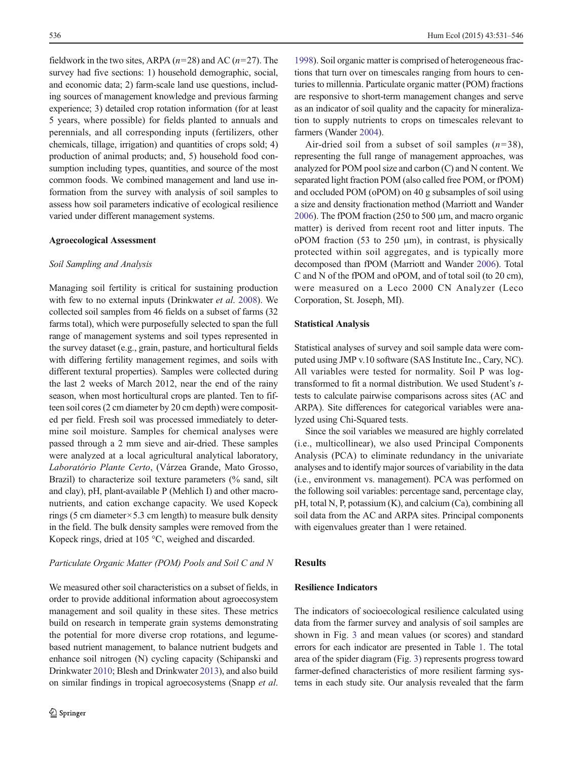fieldwork in the two sites, ARPA ($n=28$) and AC ($n=27$). The survey had five sections: 1) household demographic, social, and economic data; 2) farm-scale land use questions, including sources of management knowledge and previous farming experience; 3) detailed crop rotation information (for at least 5 years, where possible) for fields planted to annuals and perennials, and all corresponding inputs (fertilizers, other chemicals, tillage, irrigation) and quantities of crops sold; 4) production of animal products; and, 5) household food consumption including types, quantities, and source of the most common foods. We combined management and land use information from the survey with analysis of soil samples to assess how soil parameters indicative of ecological resilience varied under different management systems.

### Agroecological Assessment

#### *Soil Sampling and Analysis*

Managing soil fertility is critical for sustaining production with few to no external inputs (Drinkwater *et al.* 2008). We collected soil samples from 46 fields on a subset of farms (32 farms total), which were purposefully selected to span the full range of management systems and soil types represented in the survey dataset (e.g., grain, pasture, and horticultural fields with differing fertility management regimes, and soils with different textural properties). Samples were collected during the last 2 weeks of March 2012, near the end of the rainy season, when most horticultural crops are planted. Ten to fifteen soil cores (2 cm diameter by 20 cm depth) were composited per field. Fresh soil was processed immediately to determine soil moisture. Samples for chemical analyses were passed through a 2 mm sieve and air-dried. These samples were analyzed at a local agricultural analytical laboratory, *Laboratório Plante Certo*, (Várzea Grande, Mato Grosso, Brazil) to characterize soil texture parameters (% sand, silt and clay), pH, plant-available P (Mehlich I) and other macronutrients, and cation exchange capacity. We used Kopeck rings (5 cm diameter × 5.3 cm length) to measure bulk density in the field. The bulk density samples were removed from the Kopeck rings, dried at 105 °C, weighed and discarded.

#### *Particulate Organic Matter (POM) Pools and Soil C and N*

We measured other soil characteristics on a subset of fields, in order to provide additional information about agroecosystem management and soil quality in these sites. These metrics build on research in temperate grain systems demonstrating the potential for more diverse crop rotations, and legume-based nutrient management, to balance nutrient budgets and enhance soil nitrogen (N) cycling capacity (Schipanski and Drinkwater 2010; Blesh and Drinkwater 2013), and also build on similar findings in tropical agroecosystems (Snapp *et al.* 1998). Soil organic matter is comprised of heterogeneous fractions that turn over on timescales ranging from hours to centuries to millennia. Particulate organic matter (POM) fractions are responsive to short-term management changes and serve as an indicator of soil quality and the capacity for mineralization to supply nutrients to crops on timescales relevant to farmers (Wander 2004).

Air-dried soil from a subset of soil samples ($n=38$), representing the full range of management approaches, was analyzed for POM pool size and carbon (C) and N content. We separated light fraction POM (also called free POM, or fPOM) and occluded POM (oPOM) on 40 g subsamples of soil using a size and density fractionation method (Marriott and Wander 2006). The fPOM fraction (250 to 500 μm, and macro organic matter) is derived from recent root and litter inputs. The oPOM fraction (53 to 250 μm), in contrast, is physically protected within soil aggregates, and is typically more decomposed than fPOM (Marriott and Wander 2006). Total C and N of the fPOM and oPOM, and of total soil (to 20 cm), were measured on a Leco 2000 CN Analyzer (Leco Corporation, St. Joseph, MI).

### Statistical Analysis

Statistical analyses of survey and soil sample data were computed using JMP v.10 software (SAS Institute Inc., Cary, NC). All variables were tested for normality. Soil P was log-transformed to fit a normal distribution. We used Student's *t*-tests to calculate pairwise comparisons across sites (AC and ARPA). Site differences for categorical variables were analyzed using Chi-Squared tests.

Since the soil variables we measured are highly correlated (i.e., multicollinear), we also used Principal Components Analysis (PCA) to eliminate redundancy in the univariate analyses and to identify major sources of variability in the data (i.e., environment vs. management). PCA was performed on the following soil variables: percentage sand, percentage clay, pH, total N, P, potassium (K), and calcium (Ca), combining all soil data from the AC and ARPA sites. Principal components with eigenvalues greater than 1 were retained.

## Results

### Resilience Indicators

The indicators of socioecological resilience calculated using data from the farmer survey and analysis of soil samples are shown in Fig. 3 and mean values (or scores) and standard errors for each indicator are presented in Table 1. The total area of the spider diagram (Fig. 3) represents progress toward farmer-defined characteristics of more resilient farming systems in each study site. Our analysis revealed that the farm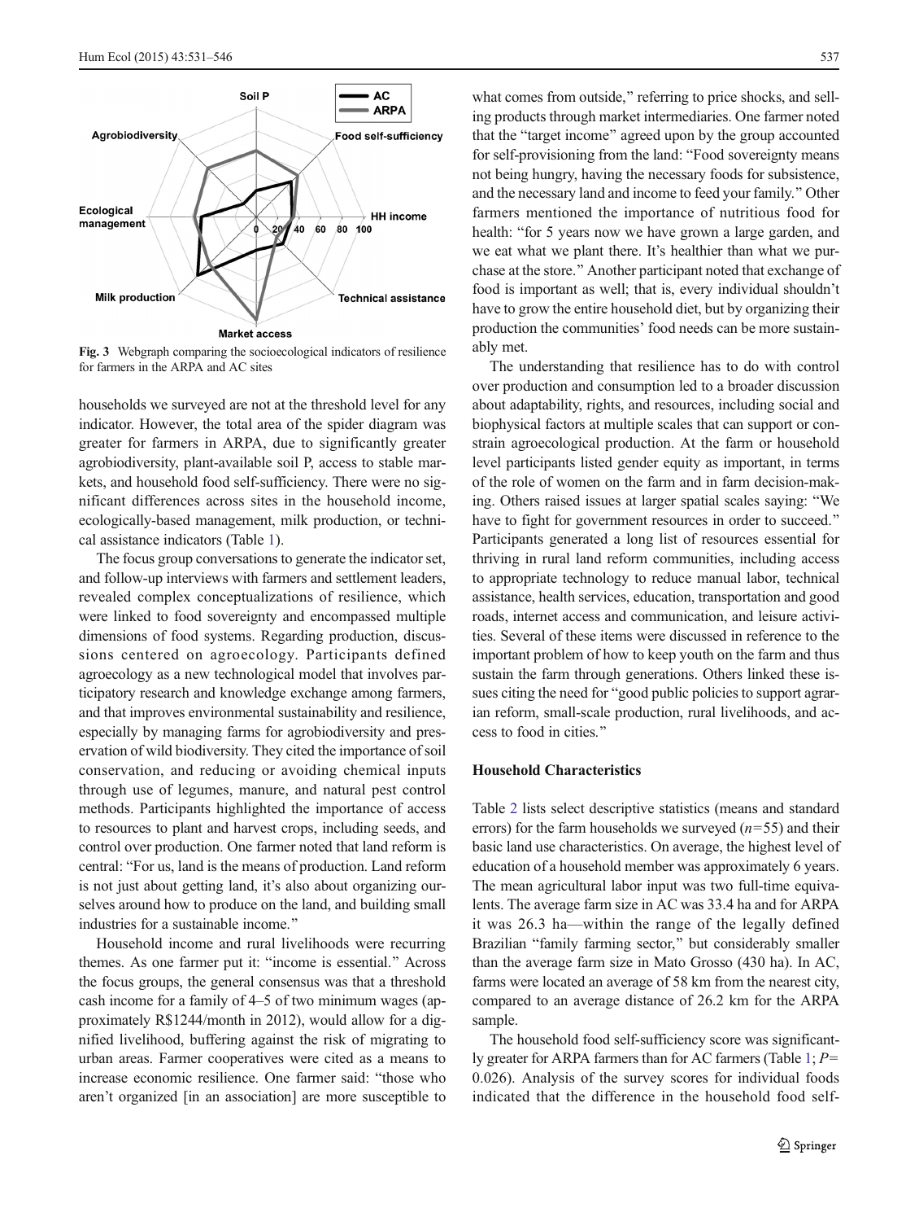Fig. 3 Webgraph comparing the socioecological indicators of resilience for farmers in the ARPA and AC sites

households we surveyed are not at the threshold level for any indicator. However, the total area of the spider diagram was greater for farmers in ARPA, due to significantly greater agrobiodiversity, plant-available soil P, access to stable markets, and household food self-sufficiency. There were no significant differences across sites in the household income, ecologically-based management, milk production, or technical assistance indicators (Table 1).

The focus group conversations to generate the indicator set, and follow-up interviews with farmers and settlement leaders, revealed complex conceptualizations of resilience, which were linked to food sovereignty and encompassed multiple dimensions of food systems. Regarding production, discussions centered on agroecology. Participants defined agroecology as a new technological model that involves participatory research and knowledge exchange among farmers, and that improves environmental sustainability and resilience, especially by managing farms for agrobiodiversity and preservation of wild biodiversity. They cited the importance of soil conservation, and reducing or avoiding chemical inputs through use of legumes, manure, and natural pest control methods. Participants highlighted the importance of access to resources to plant and harvest crops, including seeds, and control over production. One farmer noted that land reform is central: "For us, land is the means of production. Land reform is not just about getting land, it's also about organizing ourselves around how to produce on the land, and building small industries for a sustainable income."

Household income and rural livelihoods were recurring themes. As one farmer put it: "income is essential." Across the focus groups, the general consensus was that a threshold cash income for a family of 4–5 of two minimum wages (approximately R$1244/month in 2012), would allow for a dignified livelihood, buffering against the risk of migrating to urban areas. Farmer cooperatives were cited as a means to increase economic resilience. One farmer said: "those who aren't organized [in an association] are more susceptible to what comes from outside," referring to price shocks, and selling products through market intermediaries. One farmer noted that the "target income" agreed upon by the group accounted for self-provisioning from the land: "Food sovereignty means not being hungry, having the necessary foods for subsistence, and the necessary land and income to feed your family." Other farmers mentioned the importance of nutritious food for health: "for 5 years now we have grown a large garden, and we eat what we plant there. It's healthier than what we purchase at the store." Another participant noted that exchange of food is important as well; that is, every individual shouldn't have to grow the entire household diet, but by organizing their production the communities' food needs can be more sustainably met.

The understanding that resilience has to do with control over production and consumption led to a broader discussion about adaptability, rights, and resources, including social and biophysical factors at multiple scales that can support or constrain agroecological production. At the farm or household level participants listed gender equity as important, in terms of the role of women on the farm and in farm decision-making. Others raised issues at larger spatial scales saying: "We have to fight for government resources in order to succeed." Participants generated a long list of resources essential for thriving in rural land reform communities, including access to appropriate technology to reduce manual labor, technical assistance, health services, education, transportation and good roads, internet access and communication, and leisure activities. Several of these items were discussed in reference to the important problem of how to keep youth on the farm and thus sustain the farm through generations. Others linked these issues citing the need for "good public policies to support agrarian reform, small-scale production, rural livelihoods, and access to food in cities."

### Household Characteristics

Table 2 lists select descriptive statistics (means and standard errors) for the farm households we surveyed ($n=55$) and their basic land use characteristics. On average, the highest level of education of a household member was approximately 6 years. The mean agricultural labor input was two full-time equivalents. The average farm size in AC was 33.4 ha and for ARPA it was 26.3 ha—within the range of the legally defined Brazilian "family farming sector," but considerably smaller than the average farm size in Mato Grosso (430 ha). In AC, farms were located an average of 58 km from the nearest city, compared to an average distance of 26.2 km for the ARPA sample.

The household food self-sufficiency score was significantly greater for ARPA farmers than for AC farmers (Table 1; $P=0.026$). Analysis of the survey scores for individual foods indicated that the difference in the household food self-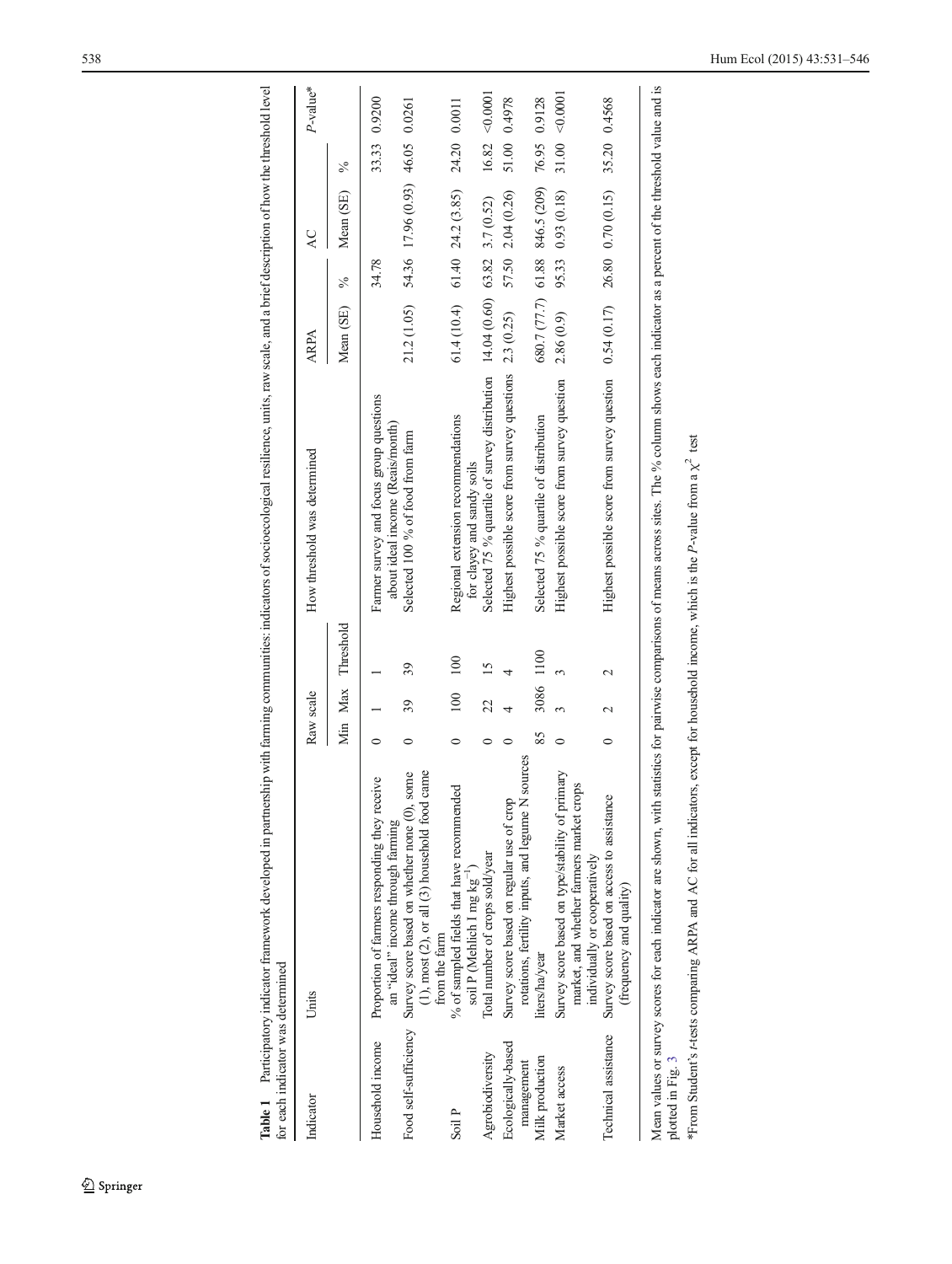**Table 1** Participatory indicator framework developed in partnership with farming communities: indicators of socioecological resilience, units, raw scale, and a brief description of how the threshold level for each indicator was determined

| Indicator | Units | Raw scale | | | How threshold was determined | ARPA | | AC | | *P*-value* |
|---|---|---|---|---|---|---|---|---|---|---|
| | | Min | Max | Threshold | | Mean (SE) | % | Mean (SE) | % | |
| Household income | Proportion of farmers responding they receive an "ideal" income through farming | 0 | 1 | 1 | Farmer survey and focus group questions about ideal income (Reais/month) | | 34.78 | | 33.33 | 0.9200 |
| Food self-sufficiency | Survey score based on whether none (0), some (1), most (2), or all (3) household food came from the farm | 0 | 39 | 39 | Selected 100 % of food from farm | 21.2 (1.05) | 54.36 | 17.96 (0.93) | 46.05 | 0.0261 |
| Soil P | % of sampled fields that have recommended soil P (Mehlich I mg $kg^{-1}$) | 0 | 100 | 100 | Regional extension recommendations for clayey and sandy soils | 61.4 (10.4) | 61.40 | 24.2 (3.85) | 24.20 | 0.0011 |
| Agrobiodiversity | Total number of crops sold/year | 0 | 22 | 15 | Selected 75 % quartile of survey distribution | 14.04 (0.60) | 63.82 | 3.7 (0.52) | 16.82 | <0.0001 |
| Ecologically-based management | Survey score based on regular use of crop rotations, fertility inputs, and legume N sources | 0 | 4 | 4 | Highest possible score from survey questions | 2.3 (0.25) | 57.50 | 2.04 (0.26) | 51.00 | 0.4978 |
| Milk production | liters/ha/year | 85 | 3086 | 1100 | Selected 75 % quartile of distribution | 680.7 (77.7) | 61.88 | 846.5 (209) | 76.95 | 0.9128 |
| Market access | Survey score based on type/stability of primary market, and whether farmers market crops individually or cooperatively | 0 | 3 | 3 | Highest possible score from survey question | 2.86 (0.9) | 95.33 | 0.93 (0.18) | 31.00 | <0.0001 |
| Technical assistance | Survey score based on access to assistance (frequency and quality) | 0 | 2 | 2 | Highest possible score from survey question | 0.54 (0.17) | 26.80 | 0.70 (0.15) | 35.20 | 0.4568 |

Mean values or survey scores for each indicator are shown, with statistics for pairwise comparisons of means across sites. The % column shows each indicator as a percent of the threshold value and is plotted in Fig. 3

*From Student's *t*-tests comparing ARPA and AC for all indicators, except for household income, which is the *P*-value from a $\chi^2$ test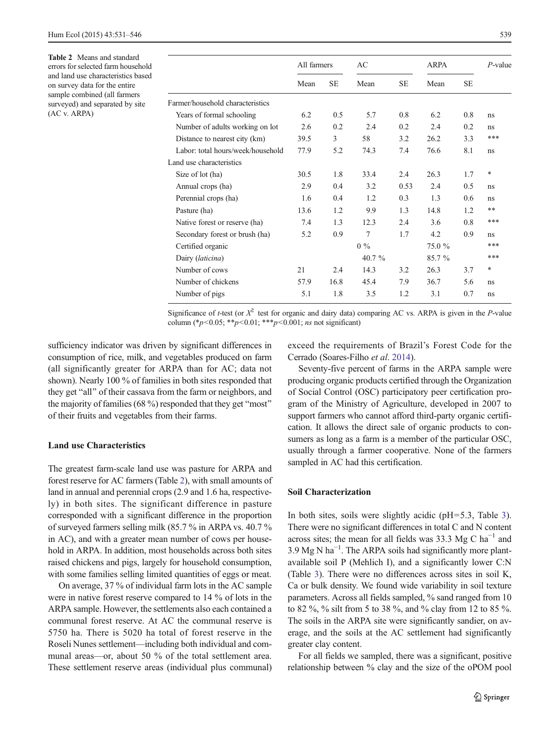**Table 2** Means and standard errors for selected farm household and land use characteristics based on survey data for the entire sample combined (all farmers surveyed) and separated by site (AC v. ARPA)

| | All farmers | | AC | | ARPA | | *P*-value |
|---|---|---|---|---|---|---|---|
| | Mean | SE | Mean | SE | Mean | SE | |
| Farmer/household characteristics | | | | | | | |
| Years of formal schooling | 6.2 | 0.5 | 5.7 | 0.8 | 6.2 | 0.8 | ns |
| Number of adults working on lot | 2.6 | 0.2 | 2.4 | 0.2 | 2.4 | 0.2 | ns |
| Distance to nearest city (km) | 39.5 | 3 | 58 | 3.2 | 26.2 | 3.3 | *** |
| Labor: total hours/week/household | 77.9 | 5.2 | 74.3 | 7.4 | 76.6 | 8.1 | ns |
| Land use characteristics | | | | | | | |
| Size of lot (ha) | 30.5 | 1.8 | 33.4 | 2.4 | 26.3 | 1.7 | * |
| Annual crops (ha) | 2.9 | 0.4 | 3.2 | 0.53 | 2.4 | 0.5 | ns |
| Perennial crops (ha) | 1.6 | 0.4 | 1.2 | 0.3 | 1.3 | 0.6 | ns |
| Pasture (ha) | 13.6 | 1.2 | 9.9 | 1.3 | 14.8 | 1.2 | ** |
| Native forest or reserve (ha) | 7.4 | 1.3 | 12.3 | 2.4 | 3.6 | 0.8 | *** |
| Secondary forest or brush (ha) | 5.2 | 0.9 | 7 | 1.7 | 4.2 | 0.9 | ns |
| Certified organic | | | 0 % | | 75.0 % | | *** |
| Dairy (*laticina*) | | | 40.7 % | | 85.7 % | | *** |
| Number of cows | 21 | 2.4 | 14.3 | 3.2 | 26.3 | 3.7 | * |
| Number of chickens | 57.9 | 16.8 | 45.4 | 7.9 | 36.7 | 5.6 | ns |
| Number of pigs | 5.1 | 1.8 | 3.5 | 1.2 | 3.1 | 0.7 | ns |

Significance of *t*-test (or $X^2$ test for organic and dairy data) comparing AC vs. ARPA is given in the *P*-value column (*$p<0.05$; **$p<0.01$; ***$p<0.001$; *ns* not significant)

sufficiency indicator was driven by significant differences in consumption of rice, milk, and vegetables produced on farm (all significantly greater for ARPA than for AC; data not shown). Nearly 100 % of families in both sites responded that they get "all" of their cassava from the farm or neighbors, and the majority of families (68 %) responded that they get "most" of their fruits and vegetables from their farms.

### Land use Characteristics

The greatest farm-scale land use was pasture for ARPA and forest reserve for AC farmers (Table 2), with small amounts of land in annual and perennial crops (2.9 and 1.6 ha, respectively) in both sites. The significant difference in pasture corresponded with a significant difference in the proportion of surveyed farmers selling milk (85.7 % in ARPA vs. 40.7 % in AC), and with a greater mean number of cows per household in ARPA. In addition, most households across both sites raised chickens and pigs, largely for household consumption, with some families selling limited quantities of eggs or meat.

On average, 37 % of individual farm lots in the AC sample were in native forest reserve compared to 14 % of lots in the ARPA sample. However, the settlements also each contained a communal forest reserve. At AC the communal reserve is 5750 ha. There is 5020 ha total of forest reserve in the Roseli Nunes settlement—including both individual and communal areas—or, about 50 % of the total settlement area. These settlement reserve areas (individual plus communal) exceed the requirements of Brazil's Forest Code for the Cerrado (Soares-Filho *et al*. 2014).

Seventy-five percent of farms in the ARPA sample were producing organic products certified through the Organization of Social Control (OSC) participatory peer certification program of the Ministry of Agriculture, developed in 2007 to support farmers who cannot afford third-party organic certification. It allows the direct sale of organic products to consumers as long as a farm is a member of the particular OSC, usually through a farmer cooperative. None of the farmers sampled in AC had this certification.

### Soil Characterization

In both sites, soils were slightly acidic (pH=5.3, Table 3). There were no significant differences in total C and N content across sites; the mean for all fields was 33.3 Mg C ha$^{-1}$ and 3.9 Mg N ha$^{-1}$. The ARPA soils had significantly more plant-available soil P (Mehlich I), and a significantly lower C:N (Table 3). There were no differences across sites in soil K, Ca or bulk density. We found wide variability in soil texture parameters. Across all fields sampled, % sand ranged from 10 to 82 %, % silt from 5 to 38 %, and % clay from 12 to 85 %. The soils in the ARPA site were significantly sandier, on average, and the soils at the AC settlement had significantly greater clay content.

For all fields we sampled, there was a significant, positive relationship between % clay and the size of the oPOM pool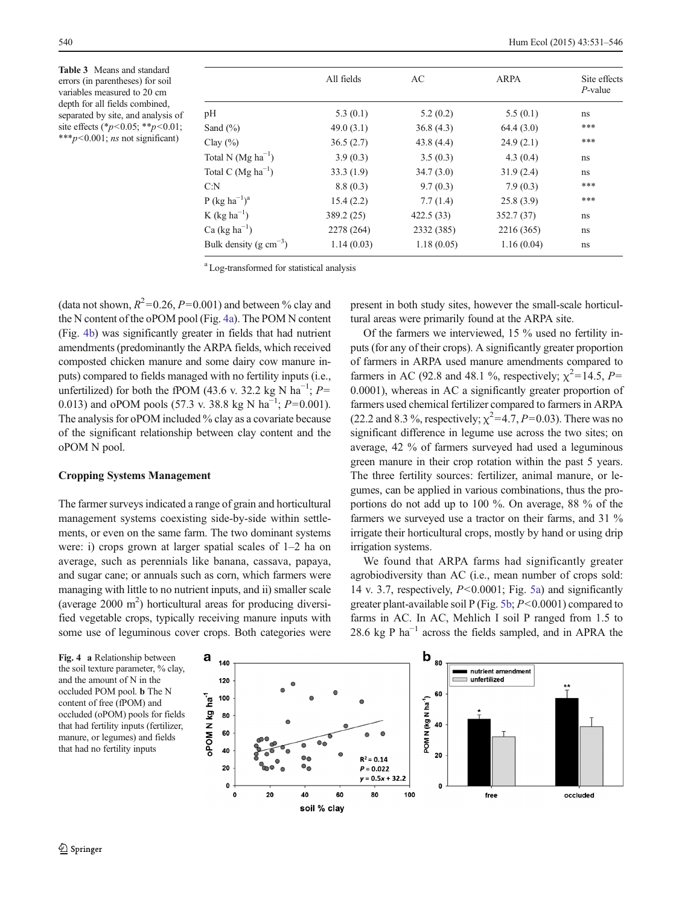**Table 3** Means and standard errors (in parentheses) for soil variables measured to 20 cm depth for all fields combined, separated by site, and analysis of site effects (\*$p<0.05$; \*\*$p<0.01$; \*\*\*$p<0.001$; *ns* not significant)

| | All fields | AC | ARPA | Site effects *P*-value |
|---|---|---|---|---|
| pH | 5.3 (0.1) | 5.2 (0.2) | 5.5 (0.1) | ns |
| Sand (%) | 49.0 (3.1) | 36.8 (4.3) | 64.4 (3.0) | *** |
| Clay (%) | 36.5 (2.7) | 43.8 (4.4) | 24.9 (2.1) | *** |
| Total N (Mg ha$^{-1}$) | 3.9 (0.3) | 3.5 (0.3) | 4.3 (0.4) | ns |
| Total C (Mg ha$^{-1}$) | 33.3 (1.9) | 34.7 (3.0) | 31.9 (2.4) | ns |
| C:N | 8.8 (0.3) | 9.7 (0.3) | 7.9 (0.3) | *** |
| P (kg ha$^{-1}$)[a] | 15.4 (2.2) | 7.7 (1.4) | 25.8 (3.9) | *** |
| K (kg ha$^{-1}$) | 389.2 (25) | 422.5 (33) | 352.7 (37) | ns |
| Ca (kg ha$^{-1}$) | 2278 (264) | 2332 (385) | 2216 (365) | ns |
| Bulk density (g cm$^{-3}$) | 1.14 (0.03) | 1.18 (0.05) | 1.16 (0.04) | ns |

[a] Log-transformed for statistical analysis

(data not shown, $R^2$=0.26, $P$=0.001) and between % clay and the N content of the oPOM pool (Fig. 4a). The POM N content (Fig. 4b) was significantly greater in fields that had nutrient amendments (predominantly the ARPA fields, which received composted chicken manure and some dairy cow manure inputs) compared to fields managed with no fertility inputs (i.e., unfertilized) for both the fPOM (43.6 v. 32.2 kg N ha$^{-1}$; $P$=0.013) and oPOM pools (57.3 v. 38.8 kg N ha$^{-1}$; $P$=0.001). The analysis for oPOM included % clay as a covariate because of the significant relationship between clay content and the oPOM N pool.

## Cropping Systems Management

The farmer surveys indicated a range of grain and horticultural management systems coexisting side-by-side within settlements, or even on the same farm. The two dominant systems were: i) crops grown at larger spatial scales of 1–2 ha on average, such as perennials like banana, cassava, papaya, and sugar cane; or annuals such as corn, which farmers were managing with little to no nutrient inputs, and ii) smaller scale (average 2000 m$^2$) horticultural areas for producing diversified vegetable crops, typically receiving manure inputs with some use of leguminous cover crops. Both categories were present in both study sites, however the small-scale horticultural areas were primarily found at the ARPA site.

Of the farmers we interviewed, 15 % used no fertility inputs (for any of their crops). A significantly greater proportion of farmers in ARPA used manure amendments compared to farmers in AC (92.8 and 48.1 %, respectively; $\chi^2$=14.5, $P$=0.0001), whereas in AC a significantly greater proportion of farmers used chemical fertilizer compared to farmers in ARPA (22.2 and 8.3 %, respectively; $\chi^2$=4.7, $P$=0.03). There was no significant difference in legume use across the two sites; on average, 42 % of farmers surveyed had used a leguminous green manure in their crop rotation within the past 5 years. The three fertility sources: fertilizer, animal manure, or legumes, can be applied in various combinations, thus the proportions do not add up to 100 %. On average, 88 % of the farmers we surveyed use a tractor on their farms, and 31 % irrigate their horticultural crops, mostly by hand or using drip irrigation systems.

We found that ARPA farms had significantly greater agrobiodiversity than AC (i.e., mean number of crops sold: 14 v. 3.7, respectively, $P$<0.0001; Fig. 5a) and significantly greater plant-available soil P (Fig. 5b; $P$<0.0001) compared to farms in AC. In AC, Mehlich I soil P ranged from 1.5 to 28.6 kg P ha$^{-1}$ across the fields sampled, and in APRA the

**Fig. 4** **a** Relationship between the soil texture parameter, % clay, and the amount of N in the occluded POM pool. **b** The N content of free (fPOM) and occluded (oPOM) pools for fields that had fertility inputs (fertilizer, manure, or legumes) and fields that had no fertility inputs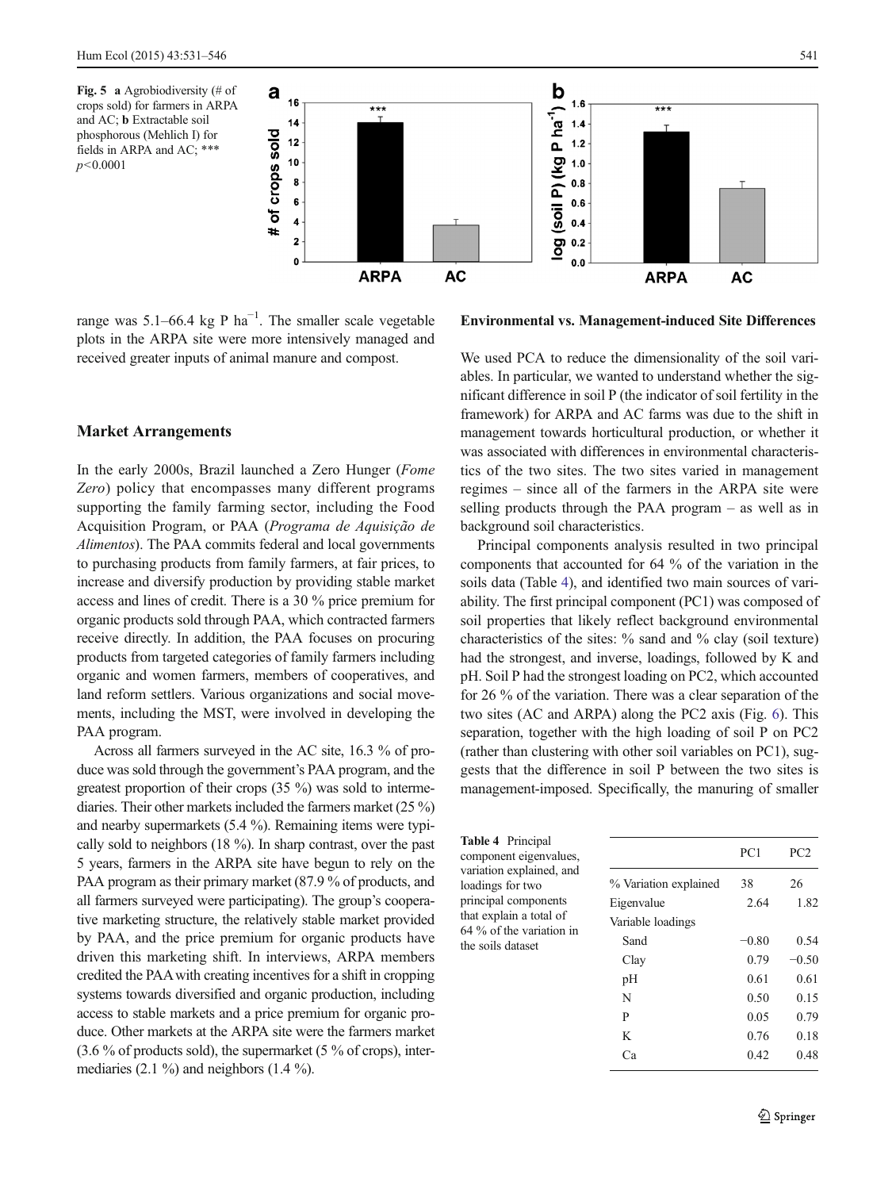Fig. 5 **a** Agrobiodiversity (# of crops sold) for farmers in ARPA and AC; **b** Extractable soil phosphorous (Mehlich I) for fields in ARPA and AC; *** $p<0.0001$

range was 5.1–66.4 kg P $ha^{-1}$. The smaller scale vegetable plots in the ARPA site were more intensively managed and received greater inputs of animal manure and compost.

## Market Arrangements

In the early 2000s, Brazil launched a Zero Hunger (*Fome Zero*) policy that encompasses many different programs supporting the family farming sector, including the Food Acquisition Program, or PAA (*Programa de Aquisição de Alimentos*). The PAA commits federal and local governments to purchasing products from family farmers, at fair prices, to increase and diversify production by providing stable market access and lines of credit. There is a 30 % price premium for organic products sold through PAA, which contracted farmers receive directly. In addition, the PAA focuses on procuring products from targeted categories of family farmers including organic and women farmers, members of cooperatives, and land reform settlers. Various organizations and social movements, including the MST, were involved in developing the PAA program.

Across all farmers surveyed in the AC site, 16.3 % of produce was sold through the government's PAA program, and the greatest proportion of their crops (35 %) was sold to intermediaries. Their other markets included the farmers market (25 %) and nearby supermarkets (5.4 %). Remaining items were typically sold to neighbors (18 %). In sharp contrast, over the past 5 years, farmers in the ARPA site have begun to rely on the PAA program as their primary market (87.9 % of products, and all farmers surveyed were participating). The group's cooperative marketing structure, the relatively stable market provided by PAA, and the price premium for organic products have driven this marketing shift. In interviews, ARPA members credited the PAA with creating incentives for a shift in cropping systems towards diversified and organic production, including access to stable markets and a price premium for organic produce. Other markets at the ARPA site were the farmers market (3.6 % of products sold), the supermarket (5 % of crops), intermediaries (2.1 %) and neighbors (1.4 %).

## Environmental vs. Management-induced Site Differences

We used PCA to reduce the dimensionality of the soil variables. In particular, we wanted to understand whether the significant difference in soil P (the indicator of soil fertility in the framework) for ARPA and AC farms was due to the shift in management towards horticultural production, or whether it was associated with differences in environmental characteristics of the two sites. The two sites varied in management regimes – since all of the farmers in the ARPA site were selling products through the PAA program – as well as in background soil characteristics.

Principal components analysis resulted in two principal components that accounted for 64 % of the variation in the soils data (Table 4), and identified two main sources of variability. The first principal component (PC1) was composed of soil properties that likely reflect background environmental characteristics of the sites: % sand and % clay (soil texture) had the strongest, and inverse, loadings, followed by K and pH. Soil P had the strongest loading on PC2, which accounted for 26 % of the variation. There was a clear separation of the two sites (AC and ARPA) along the PC2 axis (Fig. 6). This separation, together with the high loading of soil P on PC2 (rather than clustering with other soil variables on PC1), suggests that the difference in soil P between the two sites is management-imposed. Specifically, the manuring of smaller

**Table 4** Principal component eigenvalues, variation explained, and loadings for two principal components that explain a total of 64 % of the variation in the soils dataset

| | PC1 | PC2 |
|---|---|---|
| % Variation explained | 38 | 26 |
| Eigenvalue | 2.64 | 1.82 |
| Variable loadings | | |
| Sand | −0.80 | 0.54 |
| Clay | 0.79 | −0.50 |
| pH | 0.61 | 0.61 |
| N | 0.50 | 0.15 |
| P | 0.05 | 0.79 |
| K | 0.76 | 0.18 |
| Ca | 0.42 | 0.48 |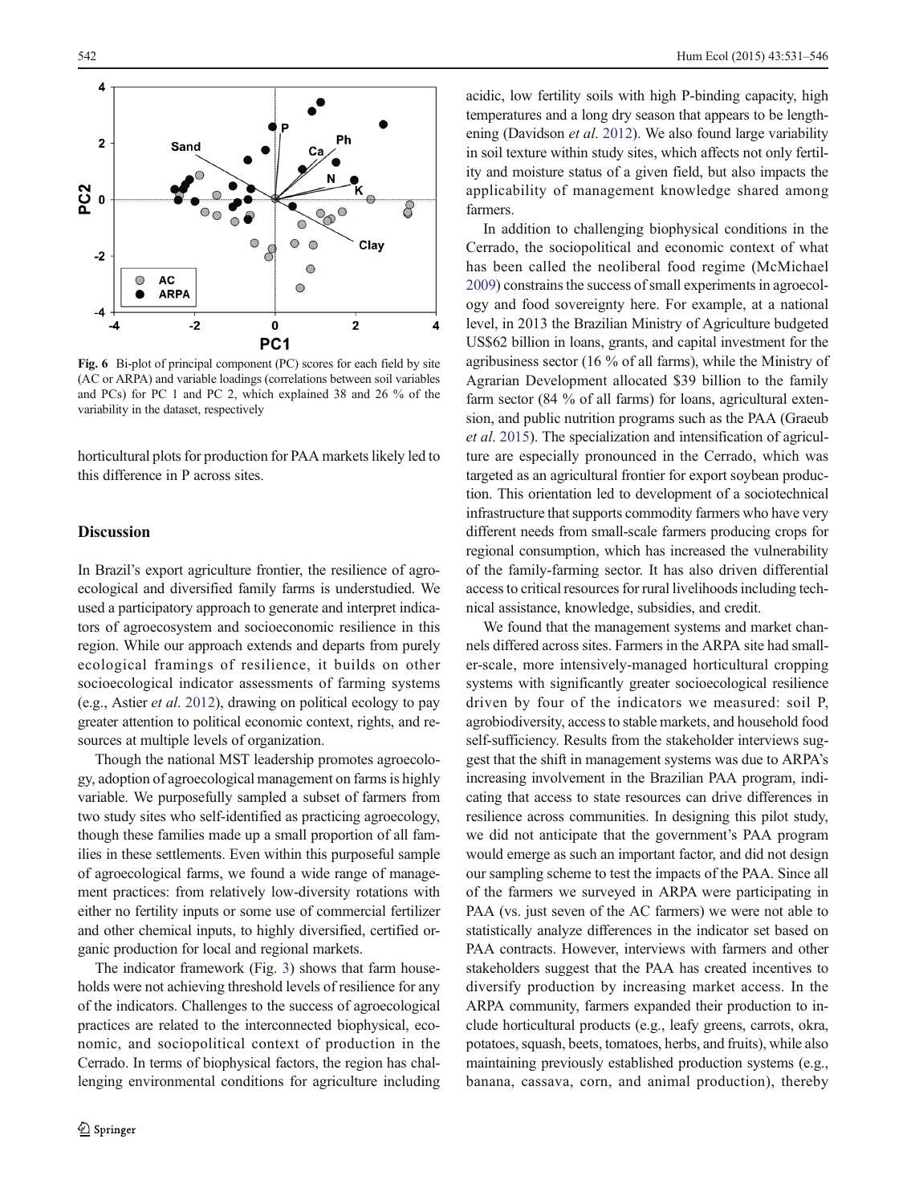Fig. 6 Bi-plot of principal component (PC) scores for each field by site (AC or ARPA) and variable loadings (correlations between soil variables and PCs) for PC 1 and PC 2, which explained 38 and 26 % of the variability in the dataset, respectively

horticultural plots for production for PAA markets likely led to this difference in P across sites.

## Discussion

In Brazil's export agriculture frontier, the resilience of agroecological and diversified family farms is understudied. We used a participatory approach to generate and interpret indicators of agroecosystem and socioeconomic resilience in this region. While our approach extends and departs from purely ecological framings of resilience, it builds on other socioecological indicator assessments of farming systems (e.g., Astier *et al*. 2012), drawing on political ecology to pay greater attention to political economic context, rights, and resources at multiple levels of organization.

Though the national MST leadership promotes agroecology, adoption of agroecological management on farms is highly variable. We purposefully sampled a subset of farmers from two study sites who self-identified as practicing agroecology, though these families made up a small proportion of all families in these settlements. Even within this purposeful sample of agroecological farms, we found a wide range of management practices: from relatively low-diversity rotations with either no fertility inputs or some use of commercial fertilizer and other chemical inputs, to highly diversified, certified organic production for local and regional markets.

The indicator framework (Fig. 3) shows that farm households were not achieving threshold levels of resilience for any of the indicators. Challenges to the success of agroecological practices are related to the interconnected biophysical, economic, and sociopolitical context of production in the Cerrado. In terms of biophysical factors, the region has challenging environmental conditions for agriculture including acidic, low fertility soils with high P-binding capacity, high temperatures and a long dry season that appears to be lengthening (Davidson *et al*. 2012). We also found large variability in soil texture within study sites, which affects not only fertility and moisture status of a given field, but also impacts the applicability of management knowledge shared among farmers.

In addition to challenging biophysical conditions in the Cerrado, the sociopolitical and economic context of what has been called the neoliberal food regime (McMichael 2009) constrains the success of small experiments in agroecology and food sovereignty here. For example, at a national level, in 2013 the Brazilian Ministry of Agriculture budgeted US$62 billion in loans, grants, and capital investment for the agribusiness sector (16 % of all farms), while the Ministry of Agrarian Development allocated $39 billion to the family farm sector (84 % of all farms) for loans, agricultural extension, and public nutrition programs such as the PAA (Graeub *et al*. 2015). The specialization and intensification of agriculture are especially pronounced in the Cerrado, which was targeted as an agricultural frontier for export soybean production. This orientation led to development of a sociotechnical infrastructure that supports commodity farmers who have very different needs from small-scale farmers producing crops for regional consumption, which has increased the vulnerability of the family-farming sector. It has also driven differential access to critical resources for rural livelihoods including technical assistance, knowledge, subsidies, and credit.

We found that the management systems and market channels differed across sites. Farmers in the ARPA site had smaller-scale, more intensively-managed horticultural cropping systems with significantly greater socioecological resilience driven by four of the indicators we measured: soil P, agrobiodiversity, access to stable markets, and household food self-sufficiency. Results from the stakeholder interviews suggest that the shift in management systems was due to ARPA's increasing involvement in the Brazilian PAA program, indicating that access to state resources can drive differences in resilience across communities. In designing this pilot study, we did not anticipate that the government's PAA program would emerge as such an important factor, and did not design our sampling scheme to test the impacts of the PAA. Since all of the farmers we surveyed in ARPA were participating in PAA (vs. just seven of the AC farmers) we were not able to statistically analyze differences in the indicator set based on PAA contracts. However, interviews with farmers and other stakeholders suggest that the PAA has created incentives to diversify production by increasing market access. In the ARPA community, farmers expanded their production to include horticultural products (e.g., leafy greens, carrots, okra, potatoes, squash, beets, tomatoes, herbs, and fruits), while also maintaining previously established production systems (e.g., banana, cassava, corn, and animal production), thereby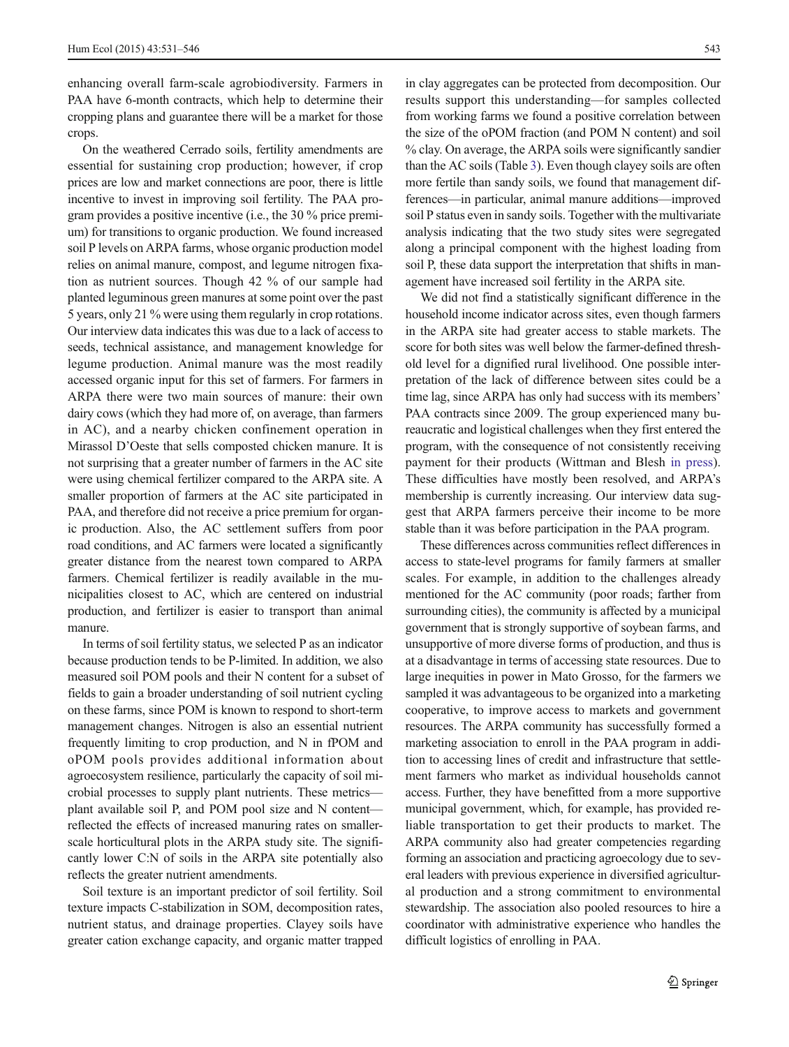enhancing overall farm-scale agrobiodiversity. Farmers in PAA have 6-month contracts, which help to determine their cropping plans and guarantee there will be a market for those crops.

On the weathered Cerrado soils, fertility amendments are essential for sustaining crop production; however, if crop prices are low and market connections are poor, there is little incentive to invest in improving soil fertility. The PAA program provides a positive incentive (i.e., the 30 % price premium) for transitions to organic production. We found increased soil P levels on ARPA farms, whose organic production model relies on animal manure, compost, and legume nitrogen fixation as nutrient sources. Though 42 % of our sample had planted leguminous green manures at some point over the past 5 years, only 21 % were using them regularly in crop rotations. Our interview data indicates this was due to a lack of access to seeds, technical assistance, and management knowledge for legume production. Animal manure was the most readily accessed organic input for this set of farmers. For farmers in ARPA there were two main sources of manure: their own dairy cows (which they had more of, on average, than farmers in AC), and a nearby chicken confinement operation in Mirassol D'Oeste that sells composted chicken manure. It is not surprising that a greater number of farmers in the AC site were using chemical fertilizer compared to the ARPA site. A smaller proportion of farmers at the AC site participated in PAA, and therefore did not receive a price premium for organic production. Also, the AC settlement suffers from poor road conditions, and AC farmers were located a significantly greater distance from the nearest town compared to ARPA farmers. Chemical fertilizer is readily available in the municipalities closest to AC, which are centered on industrial production, and fertilizer is easier to transport than animal manure.

In terms of soil fertility status, we selected P as an indicator because production tends to be P-limited. In addition, we also measured soil POM pools and their N content for a subset of fields to gain a broader understanding of soil nutrient cycling on these farms, since POM is known to respond to short-term management changes. Nitrogen is also an essential nutrient frequently limiting to crop production, and N in fPOM and oPOM pools provides additional information about agroecosystem resilience, particularly the capacity of soil microbial processes to supply plant nutrients. These metrics—plant available soil P, and POM pool size and N content—reflected the effects of increased manuring rates on smaller-scale horticultural plots in the ARPA study site. The significantly lower C:N of soils in the ARPA site potentially also reflects the greater nutrient amendments.

Soil texture is an important predictor of soil fertility. Soil texture impacts C-stabilization in SOM, decomposition rates, nutrient status, and drainage properties. Clayey soils have greater cation exchange capacity, and organic matter trapped in clay aggregates can be protected from decomposition. Our results support this understanding—for samples collected from working farms we found a positive correlation between the size of the oPOM fraction (and POM N content) and soil % clay. On average, the ARPA soils were significantly sandier than the AC soils (Table 3). Even though clayey soils are often more fertile than sandy soils, we found that management differences—in particular, animal manure additions—improved soil P status even in sandy soils. Together with the multivariate analysis indicating that the two study sites were segregated along a principal component with the highest loading from soil P, these data support the interpretation that shifts in management have increased soil fertility in the ARPA site.

We did not find a statistically significant difference in the household income indicator across sites, even though farmers in the ARPA site had greater access to stable markets. The score for both sites was well below the farmer-defined threshold level for a dignified rural livelihood. One possible interpretation of the lack of difference between sites could be a time lag, since ARPA has only had success with its members' PAA contracts since 2009. The group experienced many bureaucratic and logistical challenges when they first entered the program, with the consequence of not consistently receiving payment for their products (Wittman and Blesh in press). These difficulties have mostly been resolved, and ARPA's membership is currently increasing. Our interview data suggest that ARPA farmers perceive their income to be more stable than it was before participation in the PAA program.

These differences across communities reflect differences in access to state-level programs for family farmers at smaller scales. For example, in addition to the challenges already mentioned for the AC community (poor roads; farther from surrounding cities), the community is affected by a municipal government that is strongly supportive of soybean farms, and unsupportive of more diverse forms of production, and thus is at a disadvantage in terms of accessing state resources. Due to large inequities in power in Mato Grosso, for the farmers we sampled it was advantageous to be organized into a marketing cooperative, to improve access to markets and government resources. The ARPA community has successfully formed a marketing association to enroll in the PAA program in addition to accessing lines of credit and infrastructure that settlement farmers who market as individual households cannot access. Further, they have benefitted from a more supportive municipal government, which, for example, has provided reliable transportation to get their products to market. The ARPA community also had greater competencies regarding forming an association and practicing agroecology due to several leaders with previous experience in diversified agricultural production and a strong commitment to environmental stewardship. The association also pooled resources to hire a coordinator with administrative experience who handles the difficult logistics of enrolling in PAA.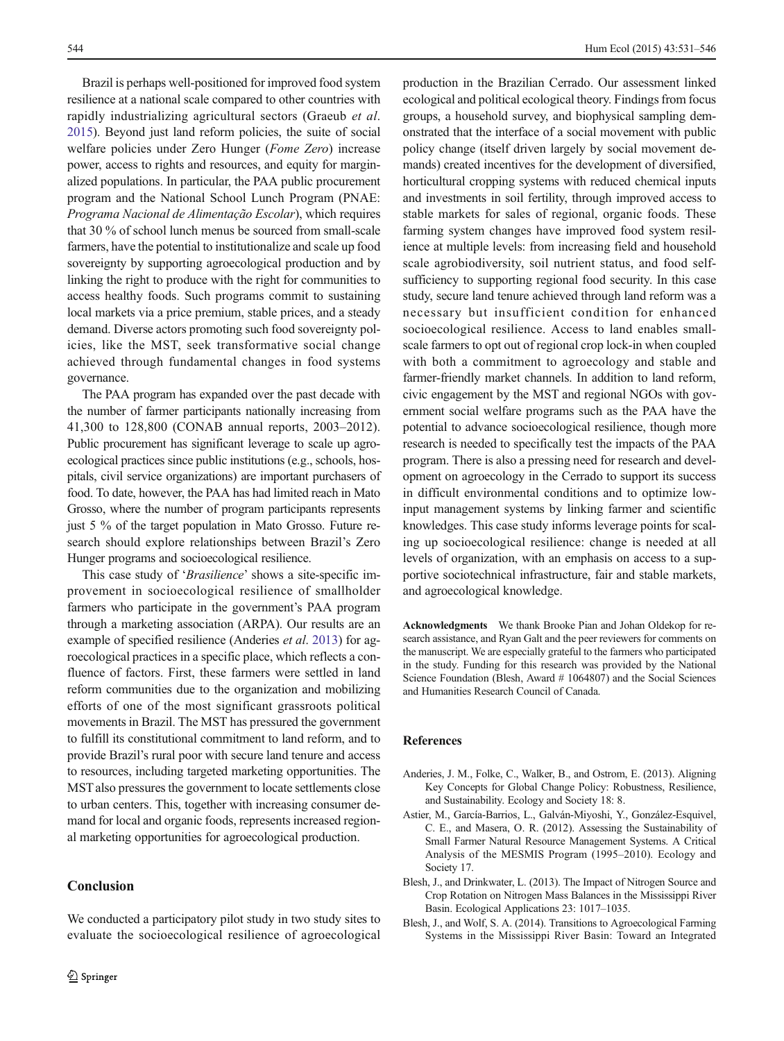Brazil is perhaps well-positioned for improved food system resilience at a national scale compared to other countries with rapidly industrializing agricultural sectors (Graeub *et al*. 2015). Beyond just land reform policies, the suite of social welfare policies under Zero Hunger (*Fome Zero*) increase power, access to rights and resources, and equity for marginalized populations. In particular, the PAA public procurement program and the National School Lunch Program (PNAE: *Programa Nacional de Alimentação Escolar*), which requires that 30 % of school lunch menus be sourced from small-scale farmers, have the potential to institutionalize and scale up food sovereignty by supporting agroecological production and by linking the right to produce with the right for communities to access healthy foods. Such programs commit to sustaining local markets via a price premium, stable prices, and a steady demand. Diverse actors promoting such food sovereignty policies, like the MST, seek transformative social change achieved through fundamental changes in food systems governance.

The PAA program has expanded over the past decade with the number of farmer participants nationally increasing from 41,300 to 128,800 (CONAB annual reports, 2003–2012). Public procurement has significant leverage to scale up agroecological practices since public institutions (e.g., schools, hospitals, civil service organizations) are important purchasers of food. To date, however, the PAA has had limited reach in Mato Grosso, where the number of program participants represents just 5 % of the target population in Mato Grosso. Future research should explore relationships between Brazil's Zero Hunger programs and socioecological resilience.

This case study of '*Brasilience*' shows a site-specific improvement in socioecological resilience of smallholder farmers who participate in the government's PAA program through a marketing association (ARPA). Our results are an example of specified resilience (Anderies *et al*. 2013) for agroecological practices in a specific place, which reflects a confluence of factors. First, these farmers were settled in land reform communities due to the organization and mobilizing efforts of one of the most significant grassroots political movements in Brazil. The MST has pressured the government to fulfill its constitutional commitment to land reform, and to provide Brazil's rural poor with secure land tenure and access to resources, including targeted marketing opportunities. The MST also pressures the government to locate settlements close to urban centers. This, together with increasing consumer demand for local and organic foods, represents increased regional marketing opportunities for agroecological production.

## Conclusion

We conducted a participatory pilot study in two study sites to evaluate the socioecological resilience of agroecological production in the Brazilian Cerrado. Our assessment linked ecological and political ecological theory. Findings from focus groups, a household survey, and biophysical sampling demonstrated that the interface of a social movement with public policy change (itself driven largely by social movement demands) created incentives for the development of diversified, horticultural cropping systems with reduced chemical inputs and investments in soil fertility, through improved access to stable markets for sales of regional, organic foods. These farming system changes have improved food system resilience at multiple levels: from increasing field and household scale agrobiodiversity, soil nutrient status, and food self-sufficiency to supporting regional food security. In this case study, secure land tenure achieved through land reform was a necessary but insufficient condition for enhanced socioecological resilience. Access to land enables small-scale farmers to opt out of regional crop lock-in when coupled with both a commitment to agroecology and stable and farmer-friendly market channels. In addition to land reform, civic engagement by the MST and regional NGOs with government social welfare programs such as the PAA have the potential to advance socioecological resilience, though more research is needed to specifically test the impacts of the PAA program. There is also a pressing need for research and development on agroecology in the Cerrado to support its success in difficult environmental conditions and to optimize low-input management systems by linking farmer and scientific knowledges. This case study informs leverage points for scaling up socioecological resilience: change is needed at all levels of organization, with an emphasis on access to a supportive sociotechnical infrastructure, fair and stable markets, and agroecological knowledge.

**Acknowledgments** We thank Brooke Pian and Johan Oldekop for research assistance, and Ryan Galt and the peer reviewers for comments on the manuscript. We are especially grateful to the farmers who participated in the study. Funding for this research was provided by the National Science Foundation (Blesh, Award # 1064807) and the Social Sciences and Humanities Research Council of Canada.

## References

- Anderies, J. M., Folke, C., Walker, B., and Ostrom, E. (2013). Aligning Key Concepts for Global Change Policy: Robustness, Resilience, and Sustainability. Ecology and Society 18: 8.
- Astier, M., García-Barrios, L., Galván-Miyoshi, Y., González-Esquivel, C. E., and Masera, O. R. (2012). Assessing the Sustainability of Small Farmer Natural Resource Management Systems. A Critical Analysis of the MESMIS Program (1995–2010). Ecology and Society 17.
- Blesh, J., and Drinkwater, L. (2013). The Impact of Nitrogen Source and Crop Rotation on Nitrogen Mass Balances in the Mississippi River Basin. Ecological Applications 23: 1017–1035.
- Blesh, J., and Wolf, S. A. (2014). Transitions to Agroecological Farming Systems in the Mississippi River Basin: Toward an Integrated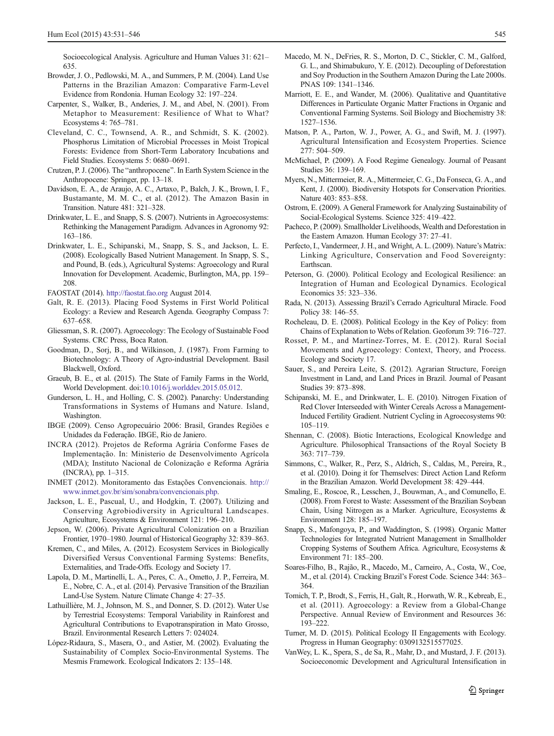Socioecological Analysis. Agriculture and Human Values 31: 621–635.

Browder, J. O., Pedlowski, M. A., and Summers, P. M. (2004). Land Use Patterns in the Brazilian Amazon: Comparative Farm-Level Evidence from Rondonia. Human Ecology 32: 197–224.

Carpenter, S., Walker, B., Anderies, J. M., and Abel, N. (2001). From Metaphor to Measurement: Resilience of What to What? Ecosystems 4: 765–781.

Cleveland, C. C., Townsend, A. R., and Schmidt, S. K. (2002). Phosphorus Limitation of Microbial Processes in Moist Tropical Forests: Evidence from Short-Term Laboratory Incubations and Field Studies. Ecosystems 5: 0680–0691.

Crutzen, P. J. (2006). The "anthropocene". In Earth System Science in the Anthropocene: Springer, pp. 13–18.

Davidson, E. A., de Araujo, A. C., Artaxo, P., Balch, J. K., Brown, I. F., Bustamante, M. M. C., et al. (2012). The Amazon Basin in Transition. Nature 481: 321–328.

Drinkwater, L. E., and Snapp, S. S. (2007). Nutrients in Agroecosystems: Rethinking the Management Paradigm. Advances in Agronomy 92: 163–186.

Drinkwater, L. E., Schipanski, M., Snapp, S. S., and Jackson, L. E. (2008). Ecologically Based Nutrient Management. In Snapp, S. S., and Pound, B. (eds.), Agricultural Systems: Agroecology and Rural Innovation for Development. Academic, Burlington, MA, pp. 159–208.

FAOSTAT (2014). http://faostat.fao.org August 2014.

Galt, R. E. (2013). Placing Food Systems in First World Political Ecology: a Review and Research Agenda. Geography Compass 7: 637–658.

Gliessman, S. R. (2007). Agroecology: The Ecology of Sustainable Food Systems. CRC Press, Boca Raton.

Goodman, D., Sorj, B., and Wilkinson, J. (1987). From Farming to Biotechnology: A Theory of Agro-industrial Development. Basil Blackwell, Oxford.

Graeub, B. E., et al. (2015). The State of Family Farms in the World, World Development. doi:10.1016/j.worlddev.2015.05.012.

Gunderson, L. H., and Holling, C. S. (2002). Panarchy: Understanding Transformations in Systems of Humans and Nature. Island, Washington.

IBGE (2009). Censo Agropecuário 2006: Brasil, Grandes Regiões e Unidades da Federação. IBGE, Rio de Janiero.

INCRA (2012). Projetos de Reforma Agrária Conforme Fases de Implementação. In: Ministerio de Desenvolvimento Agrícola (MDA); Instituto Nacional de Colonização e Reforma Agrária (INCRA), pp. 1–315.

INMET (2012). Monitoramento das Estações Convencionais. http://www.inmet.gov.br/sim/sonabra/convencionais.php.

Jackson, L. E., Pascual, U., and Hodgkin, T. (2007). Utilizing and Conserving Agrobiodiversity in Agricultural Landscapes. Agriculture, Ecosystems & Environment 121: 196–210.

Jepson, W. (2006). Private Agricultural Colonization on a Brazilian Frontier, 1970–1980. Journal of Historical Geography 32: 839–863.

Kremen, C., and Miles, A. (2012). Ecosystem Services in Biologically Diversified Versus Conventional Farming Systems: Benefits, Externalities, and Trade-Offs. Ecology and Society 17.

Lapola, D. M., Martinelli, L. A., Peres, C. A., Ometto, J. P., Ferreira, M. E., Nobre, C. A., et al. (2014). Pervasive Transition of the Brazilian Land-Use System. Nature Climate Change 4: 27–35.

Lathuillière, M. J., Johnson, M. S., and Donner, S. D. (2012). Water Use by Terrestrial Ecosystems: Temporal Variability in Rainforest and Agricultural Contributions to Evapotranspiration in Mato Grosso, Brazil. Environmental Research Letters 7: 024024.

López-Ridaura, S., Masera, O., and Astier, M. (2002). Evaluating the Sustainability of Complex Socio-Environmental Systems. The Mesmis Framework. Ecological Indicators 2: 135–148.

Macedo, M. N., DeFries, R. S., Morton, D. C., Stickler, C. M., Galford, G. L., and Shimabukuro, Y. E. (2012). Decoupling of Deforestation and Soy Production in the Southern Amazon During the Late 2000s. PNAS 109: 1341–1346.

Marriott, E. E., and Wander, M. (2006). Qualitative and Quantitative Differences in Particulate Organic Matter Fractions in Organic and Conventional Farming Systems. Soil Biology and Biochemistry 38: 1527–1536.

Matson, P. A., Parton, W. J., Power, A. G., and Swift, M. J. (1997). Agricultural Intensification and Ecosystem Properties. Science 277: 504–509.

McMichael, P. (2009). A Food Regime Genealogy. Journal of Peasant Studies 36: 139–169.

Myers, N., Mittermeier, R. A., Mittermeier, C. G., Da Fonseca, G. A., and Kent, J. (2000). Biodiversity Hotspots for Conservation Priorities. Nature 403: 853–858.

Ostrom, E. (2009). A General Framework for Analyzing Sustainability of Social-Ecological Systems. Science 325: 419–422.

Pacheco, P. (2009). Smallholder Livelihoods, Wealth and Deforestation in the Eastern Amazon. Human Ecology 37: 27–41.

Perfecto, I., Vandermeer, J. H., and Wright, A. L. (2009). Nature's Matrix: Linking Agriculture, Conservation and Food Sovereignty: Earthscan.

Peterson, G. (2000). Political Ecology and Ecological Resilience: an Integration of Human and Ecological Dynamics. Ecological Economics 35: 323–336.

Rada, N. (2013). Assessing Brazil's Cerrado Agricultural Miracle. Food Policy 38: 146–55.

Rocheleau, D. E. (2008). Political Ecology in the Key of Policy: from Chains of Explanation to Webs of Relation. Geoforum 39: 716–727.

Rosset, P. M., and Martínez-Torres, M. E. (2012). Rural Social Movements and Agroecology: Context, Theory, and Process. Ecology and Society 17.

Sauer, S., and Pereira Leite, S. (2012). Agrarian Structure, Foreign Investment in Land, and Land Prices in Brazil. Journal of Peasant Studies 39: 873–898.

Schipanski, M. E., and Drinkwater, L. E. (2010). Nitrogen Fixation of Red Clover Interseeded with Winter Cereals Across a Management-Induced Fertility Gradient. Nutrient Cycling in Agroecosystems 90: 105–119.

Shennan, C. (2008). Biotic Interactions, Ecological Knowledge and Agriculture. Philosophical Transactions of the Royal Society B 363: 717–739.

Simmons, C., Walker, R., Perz, S., Aldrich, S., Caldas, M., Pereira, R., et al. (2010). Doing it for Themselves: Direct Action Land Reform in the Brazilian Amazon. World Development 38: 429–444.

Smaling, E., Roscoe, R., Lesschen, J., Bouwman, A., and Comunello, E. (2008). From Forest to Waste: Assessment of the Brazilian Soybean Chain, Using Nitrogen as a Marker. Agriculture, Ecosystems & Environment 128: 185–197.

Snapp, S., Mafongoya, P., and Waddington, S. (1998). Organic Matter Technologies for Integrated Nutrient Management in Smallholder Cropping Systems of Southern Africa. Agriculture, Ecosystems & Environment 71: 185–200.

Soares-Filho, B., Rajão, R., Macedo, M., Carneiro, A., Costa, W., Coe, M., et al. (2014). Cracking Brazil's Forest Code. Science 344: 363–364.

Tomich, T. P., Brodt, S., Ferris, H., Galt, R., Horwath, W. R., Kebreab, E., et al. (2011). Agroecology: a Review from a Global-Change Perspective. Annual Review of Environment and Resources 36: 193–222.

Turner, M. D. (2015). Political Ecology II Engagements with Ecology. Progress in Human Geography: 0309132515577025.

VanWey, L. K., Spera, S., de Sa, R., Mahr, D., and Mustard, J. F. (2013). Socioeconomic Development and Agricultural Intensification in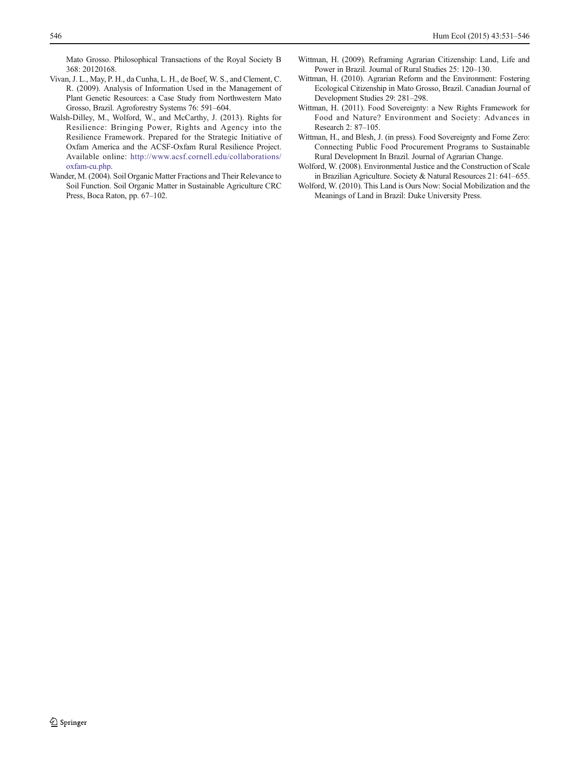Mato Grosso. Philosophical Transactions of the Royal Society B 368: 20120168.

Vivan, J. L., May, P. H., da Cunha, L. H., de Boef, W. S., and Clement, C. R. (2009). Analysis of Information Used in the Management of Plant Genetic Resources: a Case Study from Northwestern Mato Grosso, Brazil. Agroforestry Systems 76: 591–604.

Walsh-Dilley, M., Wolford, W., and McCarthy, J. (2013). Rights for Resilience: Bringing Power, Rights and Agency into the Resilience Framework. Prepared for the Strategic Initiative of Oxfam America and the ACSF-Oxfam Rural Resilience Project. Available online: http://www.acsf.cornell.edu/collaborations/oxfam-cu.php.

Wander, M. (2004). Soil Organic Matter Fractions and Their Relevance to Soil Function. Soil Organic Matter in Sustainable Agriculture CRC Press, Boca Raton, pp. 67–102.

Wittman, H. (2009). Reframing Agrarian Citizenship: Land, Life and Power in Brazil. Journal of Rural Studies 25: 120–130.

Wittman, H. (2010). Agrarian Reform and the Environment: Fostering Ecological Citizenship in Mato Grosso, Brazil. Canadian Journal of Development Studies 29: 281–298.

Wittman, H. (2011). Food Sovereignty: a New Rights Framework for Food and Nature? Environment and Society: Advances in Research 2: 87–105.

Wittman, H., and Blesh, J. (in press). Food Sovereignty and Fome Zero: Connecting Public Food Procurement Programs to Sustainable Rural Development In Brazil. Journal of Agrarian Change.

Wolford, W. (2008). Environmental Justice and the Construction of Scale in Brazilian Agriculture. Society & Natural Resources 21: 641–655.

Wolford, W. (2010). This Land is Ours Now: Social Mobilization and the Meanings of Land in Brazil: Duke University Press.